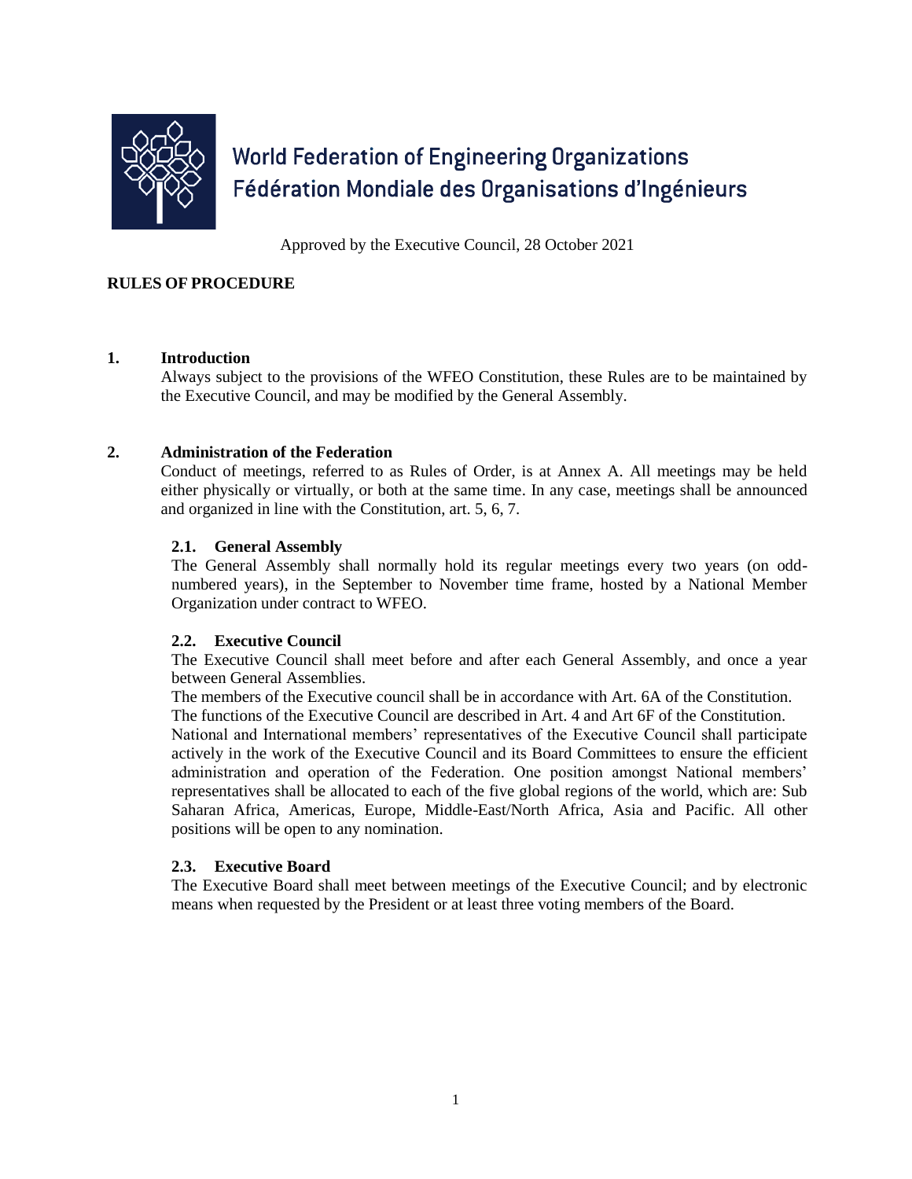World Federation of Engineering Organizations
Fédération Mondiale des Organisations d'Ingénieurs

Approved by the Executive Council, 28 October 2021

# RULES OF PROCEDURE

## 1. Introduction

Always subject to the provisions of the WFEO Constitution, these Rules are to be maintained by the Executive Council, and may be modified by the General Assembly.

## 2. Administration of the Federation

Conduct of meetings, referred to as Rules of Order, is at Annex A. All meetings may be held either physically or virtually, or both at the same time. In any case, meetings shall be announced and organized in line with the Constitution, art. 5, 6, 7.

### 2.1. General Assembly

The General Assembly shall normally hold its regular meetings every two years (on odd-numbered years), in the September to November time frame, hosted by a National Member Organization under contract to WFEO.

### 2.2. Executive Council

The Executive Council shall meet before and after each General Assembly, and once a year between General Assemblies.

The members of the Executive council shall be in accordance with Art. 6A of the Constitution.

The functions of the Executive Council are described in Art. 4 and Art 6F of the Constitution.

National and International members' representatives of the Executive Council shall participate actively in the work of the Executive Council and its Board Committees to ensure the efficient administration and operation of the Federation. One position amongst National members' representatives shall be allocated to each of the five global regions of the world, which are: Sub Saharan Africa, Americas, Europe, Middle-East/North Africa, Asia and Pacific. All other positions will be open to any nomination.

### 2.3. Executive Board

The Executive Board shall meet between meetings of the Executive Council; and by electronic means when requested by the President or at least three voting members of the Board.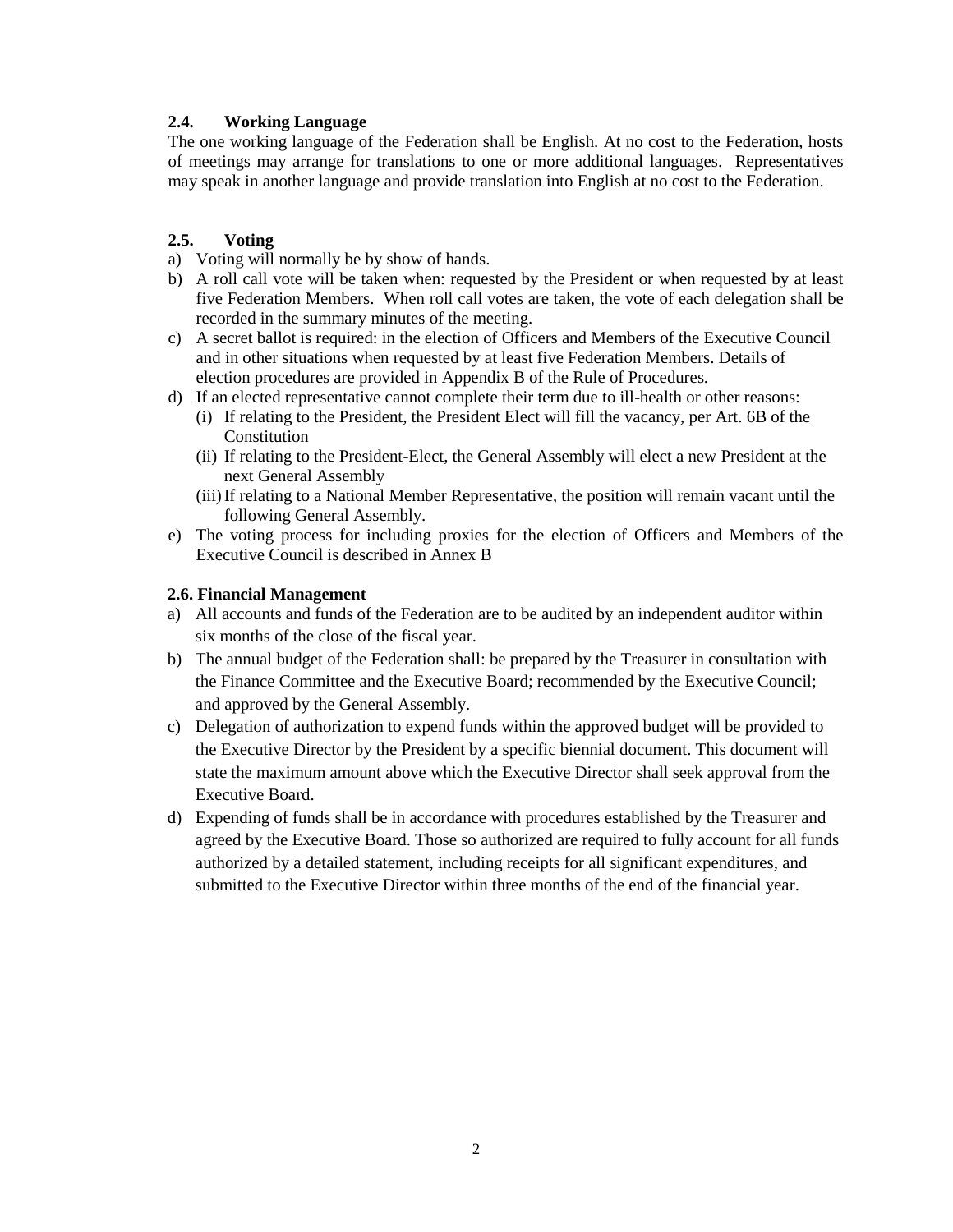### 2.4. Working Language

The one working language of the Federation shall be English. At no cost to the Federation, hosts of meetings may arrange for translations to one or more additional languages. Representatives may speak in another language and provide translation into English at no cost to the Federation.

### 2.5. Voting

a) Voting will normally be by show of hands.
b) A roll call vote will be taken when: requested by the President or when requested by at least five Federation Members. When roll call votes are taken, the vote of each delegation shall be recorded in the summary minutes of the meeting.
c) A secret ballot is required: in the election of Officers and Members of the Executive Council and in other situations when requested by at least five Federation Members. Details of election procedures are provided in Appendix B of the Rule of Procedures.
d) If an elected representative cannot complete their term due to ill-health or other reasons:
   (i) If relating to the President, the President Elect will fill the vacancy, per Art. 6B of the Constitution
   (ii) If relating to the President-Elect, the General Assembly will elect a new President at the next General Assembly
   (iii) If relating to a National Member Representative, the position will remain vacant until the following General Assembly.
e) The voting process for including proxies for the election of Officers and Members of the Executive Council is described in Annex B

### 2.6. Financial Management

a) All accounts and funds of the Federation are to be audited by an independent auditor within six months of the close of the fiscal year.
b) The annual budget of the Federation shall: be prepared by the Treasurer in consultation with the Finance Committee and the Executive Board; recommended by the Executive Council; and approved by the General Assembly.
c) Delegation of authorization to expend funds within the approved budget will be provided to the Executive Director by the President by a specific biennial document. This document will state the maximum amount above which the Executive Director shall seek approval from the Executive Board.
d) Expending of funds shall be in accordance with procedures established by the Treasurer and agreed by the Executive Board. Those so authorized are required to fully account for all funds authorized by a detailed statement, including receipts for all significant expenditures, and submitted to the Executive Director within three months of the end of the financial year.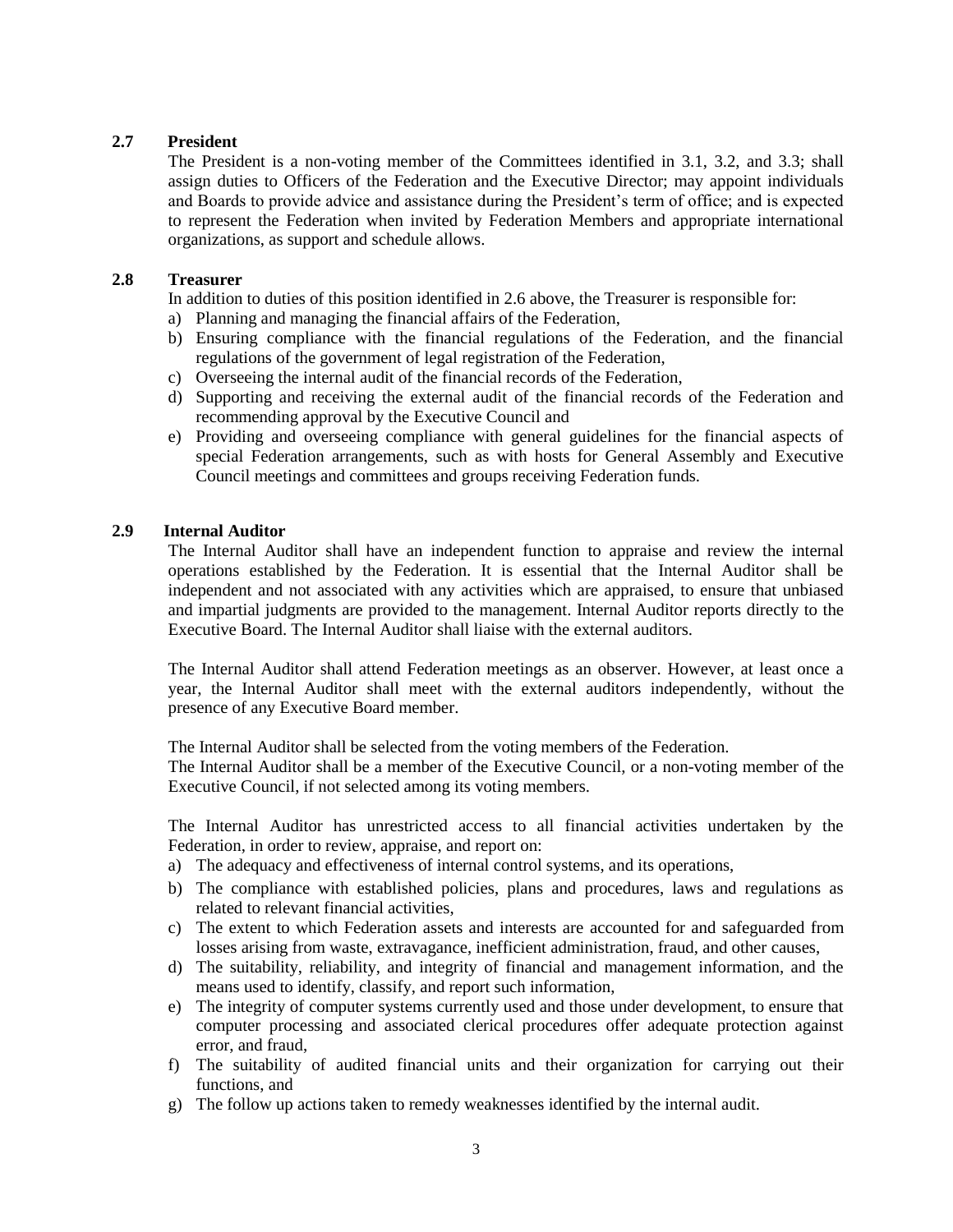### 2.7 President

The President is a non-voting member of the Committees identified in 3.1, 3.2, and 3.3; shall assign duties to Officers of the Federation and the Executive Director; may appoint individuals and Boards to provide advice and assistance during the President's term of office; and is expected to represent the Federation when invited by Federation Members and appropriate international organizations, as support and schedule allows.

### 2.8 Treasurer

In addition to duties of this position identified in 2.6 above, the Treasurer is responsible for:

a) Planning and managing the financial affairs of the Federation,
b) Ensuring compliance with the financial regulations of the Federation, and the financial regulations of the government of legal registration of the Federation,
c) Overseeing the internal audit of the financial records of the Federation,
d) Supporting and receiving the external audit of the financial records of the Federation and recommending approval by the Executive Council and
e) Providing and overseeing compliance with general guidelines for the financial aspects of special Federation arrangements, such as with hosts for General Assembly and Executive Council meetings and committees and groups receiving Federation funds.

### 2.9 Internal Auditor

The Internal Auditor shall have an independent function to appraise and review the internal operations established by the Federation. It is essential that the Internal Auditor shall be independent and not associated with any activities which are appraised, to ensure that unbiased and impartial judgments are provided to the management. Internal Auditor reports directly to the Executive Board. The Internal Auditor shall liaise with the external auditors.

The Internal Auditor shall attend Federation meetings as an observer. However, at least once a year, the Internal Auditor shall meet with the external auditors independently, without the presence of any Executive Board member.

The Internal Auditor shall be selected from the voting members of the Federation.
The Internal Auditor shall be a member of the Executive Council, or a non-voting member of the Executive Council, if not selected among its voting members.

The Internal Auditor has unrestricted access to all financial activities undertaken by the Federation, in order to review, appraise, and report on:

a) The adequacy and effectiveness of internal control systems, and its operations,
b) The compliance with established policies, plans and procedures, laws and regulations as related to relevant financial activities,
c) The extent to which Federation assets and interests are accounted for and safeguarded from losses arising from waste, extravagance, inefficient administration, fraud, and other causes,
d) The suitability, reliability, and integrity of financial and management information, and the means used to identify, classify, and report such information,
e) The integrity of computer systems currently used and those under development, to ensure that computer processing and associated clerical procedures offer adequate protection against error, and fraud,
f) The suitability of audited financial units and their organization for carrying out their functions, and
g) The follow up actions taken to remedy weaknesses identified by the internal audit.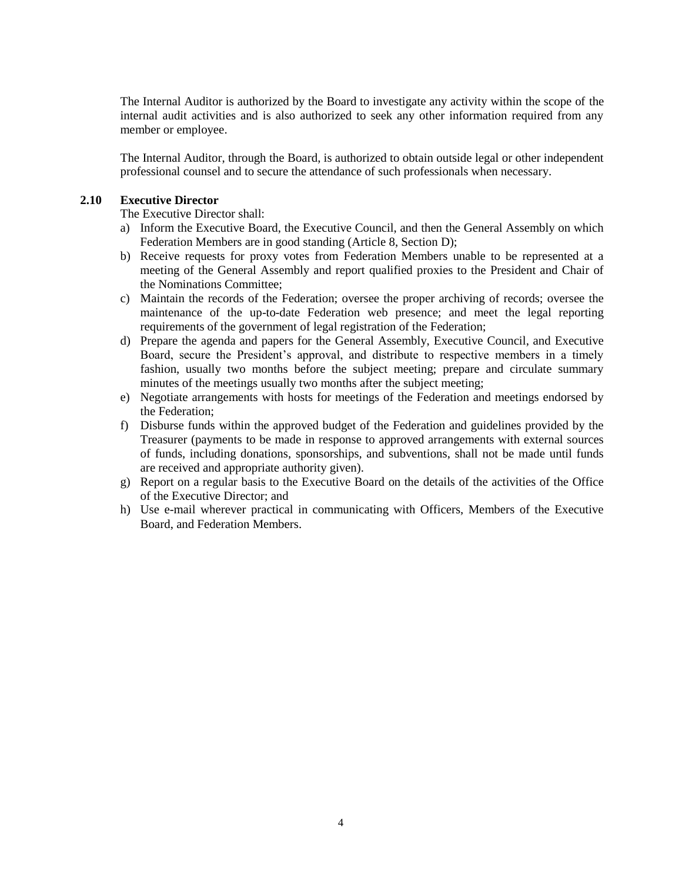The Internal Auditor is authorized by the Board to investigate any activity within the scope of the internal audit activities and is also authorized to seek any other information required from any member or employee.

The Internal Auditor, through the Board, is authorized to obtain outside legal or other independent professional counsel and to secure the attendance of such professionals when necessary.

### 2.10 Executive Director

The Executive Director shall:

a) Inform the Executive Board, the Executive Council, and then the General Assembly on which Federation Members are in good standing (Article 8, Section D);
b) Receive requests for proxy votes from Federation Members unable to be represented at a meeting of the General Assembly and report qualified proxies to the President and Chair of the Nominations Committee;
c) Maintain the records of the Federation; oversee the proper archiving of records; oversee the maintenance of the up-to-date Federation web presence; and meet the legal reporting requirements of the government of legal registration of the Federation;
d) Prepare the agenda and papers for the General Assembly, Executive Council, and Executive Board, secure the President's approval, and distribute to respective members in a timely fashion, usually two months before the subject meeting; prepare and circulate summary minutes of the meetings usually two months after the subject meeting;
e) Negotiate arrangements with hosts for meetings of the Federation and meetings endorsed by the Federation;
f) Disburse funds within the approved budget of the Federation and guidelines provided by the Treasurer (payments to be made in response to approved arrangements with external sources of funds, including donations, sponsorships, and subventions, shall not be made until funds are received and appropriate authority given).
g) Report on a regular basis to the Executive Board on the details of the activities of the Office of the Executive Director; and
h) Use e-mail wherever practical in communicating with Officers, Members of the Executive Board, and Federation Members.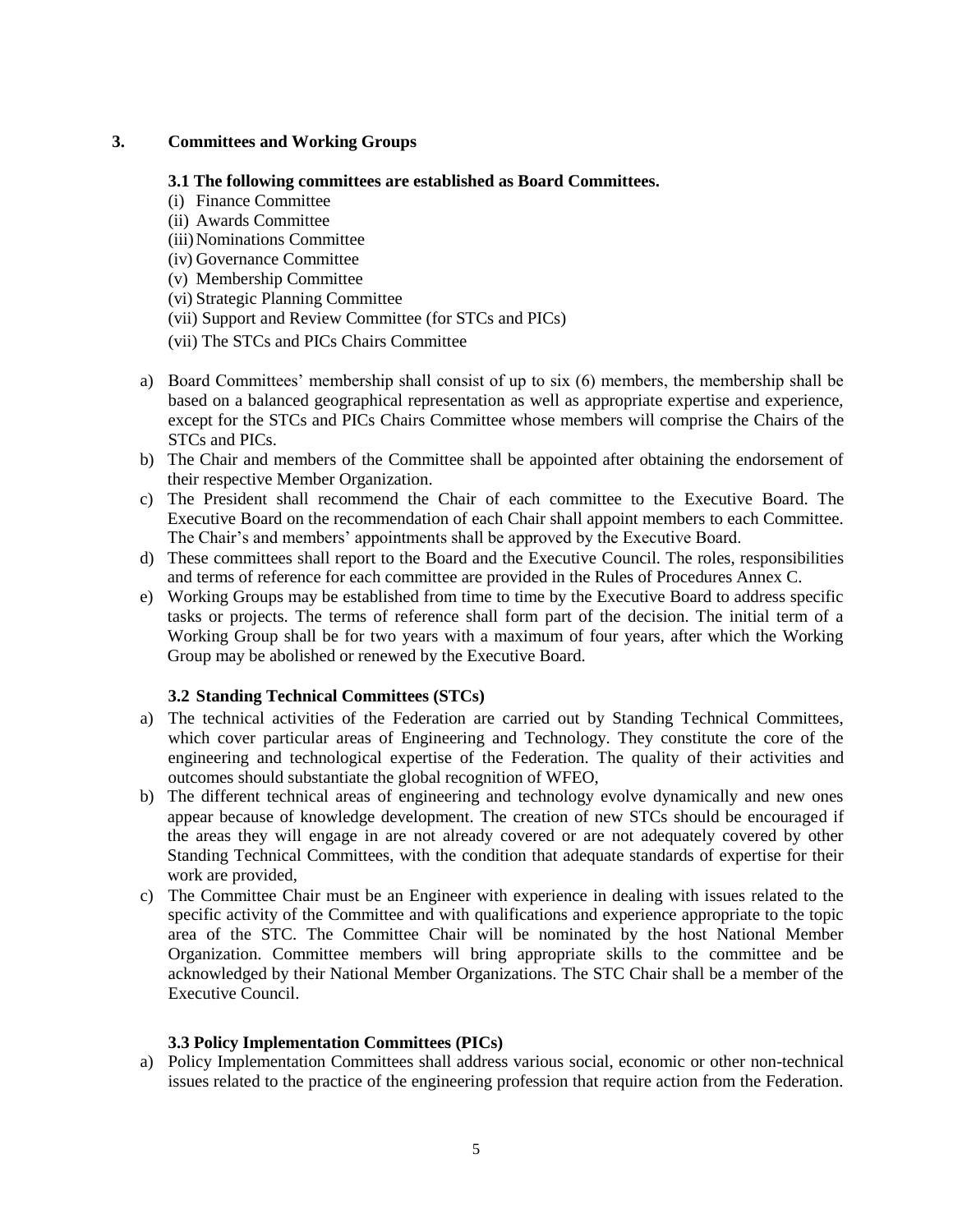## 3. Committees and Working Groups

### 3.1 The following committees are established as Board Committees.

(i) Finance Committee
(ii) Awards Committee
(iii) Nominations Committee
(iv) Governance Committee
(v) Membership Committee
(vi) Strategic Planning Committee
(vii) Support and Review Committee (for STCs and PICs)
(vii) The STCs and PICs Chairs Committee

a) Board Committees' membership shall consist of up to six (6) members, the membership shall be based on a balanced geographical representation as well as appropriate expertise and experience, except for the STCs and PICs Chairs Committee whose members will comprise the Chairs of the STCs and PICs.
b) The Chair and members of the Committee shall be appointed after obtaining the endorsement of their respective Member Organization.
c) The President shall recommend the Chair of each committee to the Executive Board. The Executive Board on the recommendation of each Chair shall appoint members to each Committee. The Chair's and members' appointments shall be approved by the Executive Board.
d) These committees shall report to the Board and the Executive Council. The roles, responsibilities and terms of reference for each committee are provided in the Rules of Procedures Annex C.
e) Working Groups may be established from time to time by the Executive Board to address specific tasks or projects. The terms of reference shall form part of the decision. The initial term of a Working Group shall be for two years with a maximum of four years, after which the Working Group may be abolished or renewed by the Executive Board.

### 3.2 Standing Technical Committees (STCs)

a) The technical activities of the Federation are carried out by Standing Technical Committees, which cover particular areas of Engineering and Technology. They constitute the core of the engineering and technological expertise of the Federation. The quality of their activities and outcomes should substantiate the global recognition of WFEO,
b) The different technical areas of engineering and technology evolve dynamically and new ones appear because of knowledge development. The creation of new STCs should be encouraged if the areas they will engage in are not already covered or are not adequately covered by other Standing Technical Committees, with the condition that adequate standards of expertise for their work are provided,
c) The Committee Chair must be an Engineer with experience in dealing with issues related to the specific activity of the Committee and with qualifications and experience appropriate to the topic area of the STC. The Committee Chair will be nominated by the host National Member Organization. Committee members will bring appropriate skills to the committee and be acknowledged by their National Member Organizations. The STC Chair shall be a member of the Executive Council.

### 3.3 Policy Implementation Committees (PICs)

a) Policy Implementation Committees shall address various social, economic or other non-technical issues related to the practice of the engineering profession that require action from the Federation.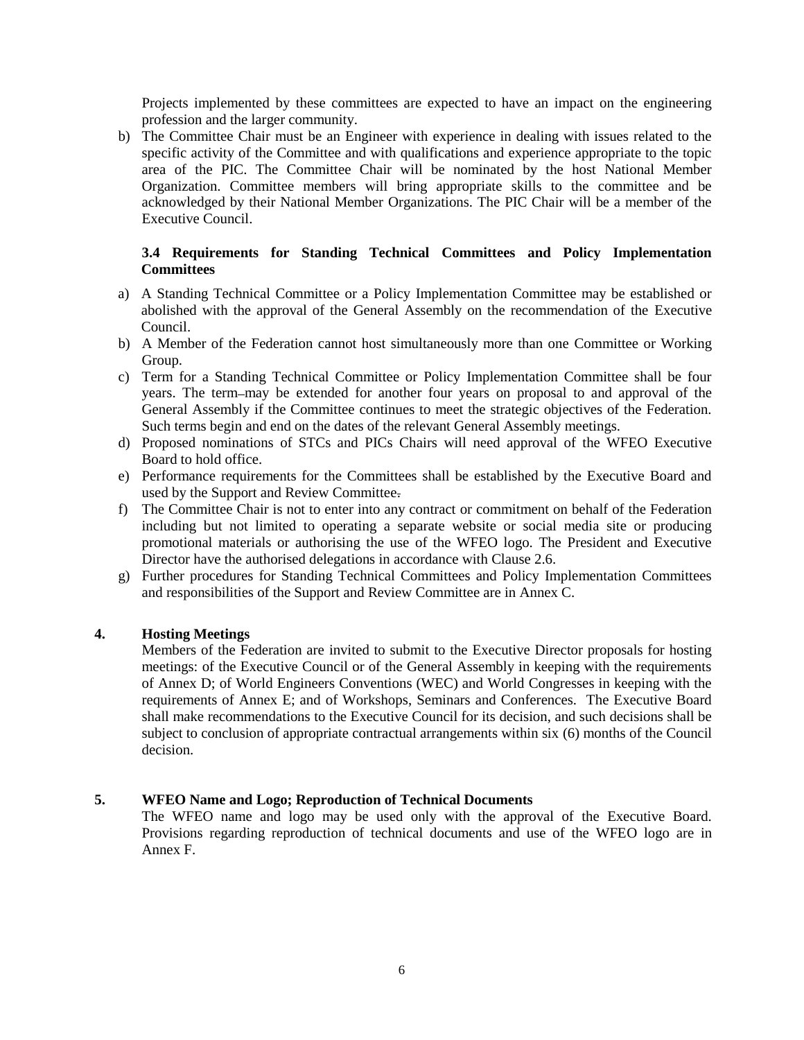Projects implemented by these committees are expected to have an impact on the engineering profession and the larger community.

b) The Committee Chair must be an Engineer with experience in dealing with issues related to the specific activity of the Committee and with qualifications and experience appropriate to the topic area of the PIC. The Committee Chair will be nominated by the host National Member Organization. Committee members will bring appropriate skills to the committee and be acknowledged by their National Member Organizations. The PIC Chair will be a member of the Executive Council.

### 3.4 Requirements for Standing Technical Committees and Policy Implementation Committees

a) A Standing Technical Committee or a Policy Implementation Committee may be established or abolished with the approval of the General Assembly on the recommendation of the Executive Council.
b) A Member of the Federation cannot host simultaneously more than one Committee or Working Group.
c) Term for a Standing Technical Committee or Policy Implementation Committee shall be four years. The term may be extended for another four years on proposal to and approval of the General Assembly if the Committee continues to meet the strategic objectives of the Federation. Such terms begin and end on the dates of the relevant General Assembly meetings.
d) Proposed nominations of STCs and PICs Chairs will need approval of the WFEO Executive Board to hold office.
e) Performance requirements for the Committees shall be established by the Executive Board and used by the Support and Review Committee.
f) The Committee Chair is not to enter into any contract or commitment on behalf of the Federation including but not limited to operating a separate website or social media site or producing promotional materials or authorising the use of the WFEO logo. The President and Executive Director have the authorised delegations in accordance with Clause 2.6.
g) Further procedures for Standing Technical Committees and Policy Implementation Committees and responsibilities of the Support and Review Committee are in Annex C.

## 4. Hosting Meetings

Members of the Federation are invited to submit to the Executive Director proposals for hosting meetings: of the Executive Council or of the General Assembly in keeping with the requirements of Annex D; of World Engineers Conventions (WEC) and World Congresses in keeping with the requirements of Annex E; and of Workshops, Seminars and Conferences. The Executive Board shall make recommendations to the Executive Council for its decision, and such decisions shall be subject to conclusion of appropriate contractual arrangements within six (6) months of the Council decision.

## 5. WFEO Name and Logo; Reproduction of Technical Documents

The WFEO name and logo may be used only with the approval of the Executive Board. Provisions regarding reproduction of technical documents and use of the WFEO logo are in Annex F.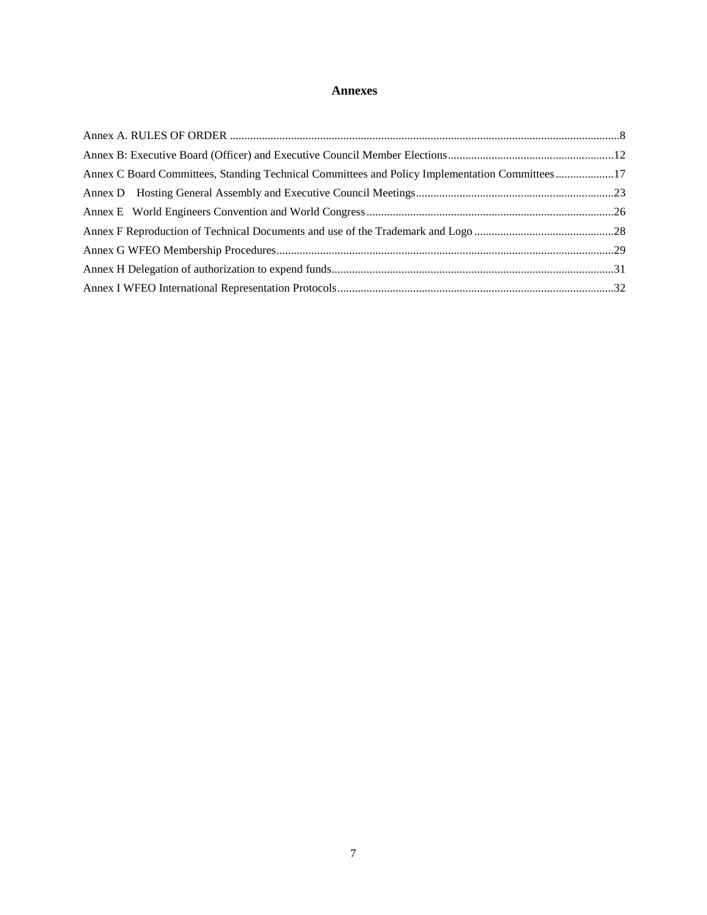# Annexes

Annex A. RULES OF ORDER .....................................................................................................................................8

Annex B: Executive Board (Officer) and Executive Council Member Elections.........................................................12

Annex C Board Committees, Standing Technical Committees and Policy Implementation Committees....................17

Annex D Hosting General Assembly and Executive Council Meetings....................................................................23

Annex E World Engineers Convention and World Congress.....................................................................................26

Annex F Reproduction of Technical Documents and use of the Trademark and Logo ................................................28

Annex G WFEO Membership Procedures....................................................................................................................29

Annex H Delegation of authorization to expend funds.................................................................................................31

Annex I WFEO International Representation Protocols...............................................................................................32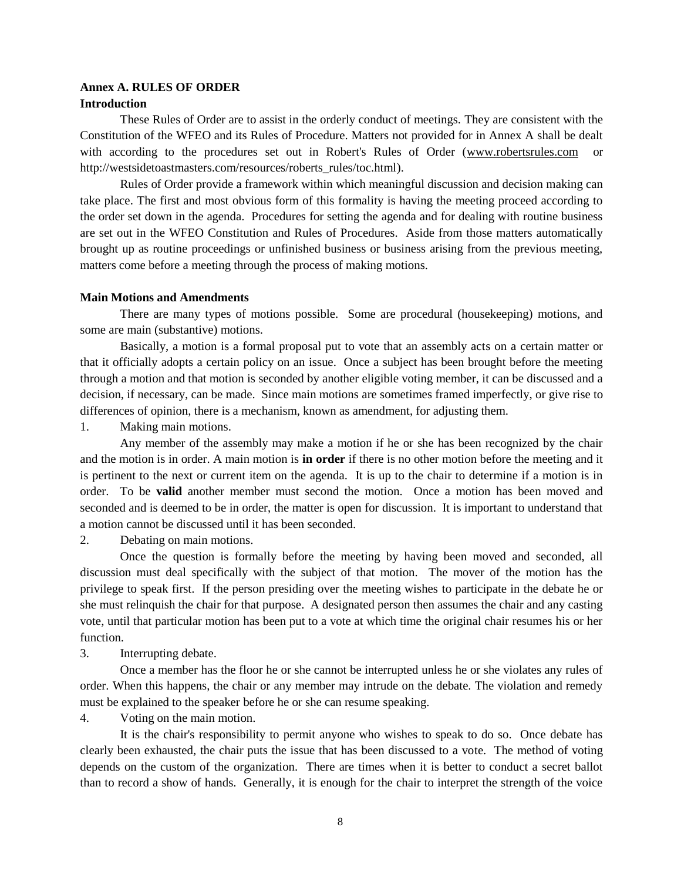**Annex A. RULES OF ORDER**

**Introduction**

These Rules of Order are to assist in the orderly conduct of meetings. They are consistent with the Constitution of the WFEO and its Rules of Procedure. Matters not provided for in Annex A shall be dealt with according to the procedures set out in Robert's Rules of Order (www.robertsrules.com or http://westsidetoastmasters.com/resources/roberts_rules/toc.html).

Rules of Order provide a framework within which meaningful discussion and decision making can take place. The first and most obvious form of this formality is having the meeting proceed according to the order set down in the agenda. Procedures for setting the agenda and for dealing with routine business are set out in the WFEO Constitution and Rules of Procedures. Aside from those matters automatically brought up as routine proceedings or unfinished business or business arising from the previous meeting, matters come before a meeting through the process of making motions.

**Main Motions and Amendments**

There are many types of motions possible. Some are procedural (housekeeping) motions, and some are main (substantive) motions.

Basically, a motion is a formal proposal put to vote that an assembly acts on a certain matter or that it officially adopts a certain policy on an issue. Once a subject has been brought before the meeting through a motion and that motion is seconded by another eligible voting member, it can be discussed and a decision, if necessary, can be made. Since main motions are sometimes framed imperfectly, or give rise to differences of opinion, there is a mechanism, known as amendment, for adjusting them.

1. Making main motions.

Any member of the assembly may make a motion if he or she has been recognized by the chair and the motion is in order. A main motion is **in order** if there is no other motion before the meeting and it is pertinent to the next or current item on the agenda. It is up to the chair to determine if a motion is in order. To be **valid** another member must second the motion. Once a motion has been moved and seconded and is deemed to be in order, the matter is open for discussion. It is important to understand that a motion cannot be discussed until it has been seconded.

2. Debating on main motions.

Once the question is formally before the meeting by having been moved and seconded, all discussion must deal specifically with the subject of that motion. The mover of the motion has the privilege to speak first. If the person presiding over the meeting wishes to participate in the debate he or she must relinquish the chair for that purpose. A designated person then assumes the chair and any casting vote, until that particular motion has been put to a vote at which time the original chair resumes his or her function.

3. Interrupting debate.

Once a member has the floor he or she cannot be interrupted unless he or she violates any rules of order. When this happens, the chair or any member may intrude on the debate. The violation and remedy must be explained to the speaker before he or she can resume speaking.

4. Voting on the main motion.

It is the chair's responsibility to permit anyone who wishes to speak to do so. Once debate has clearly been exhausted, the chair puts the issue that has been discussed to a vote. The method of voting depends on the custom of the organization. There are times when it is better to conduct a secret ballot than to record a show of hands. Generally, it is enough for the chair to interpret the strength of the voice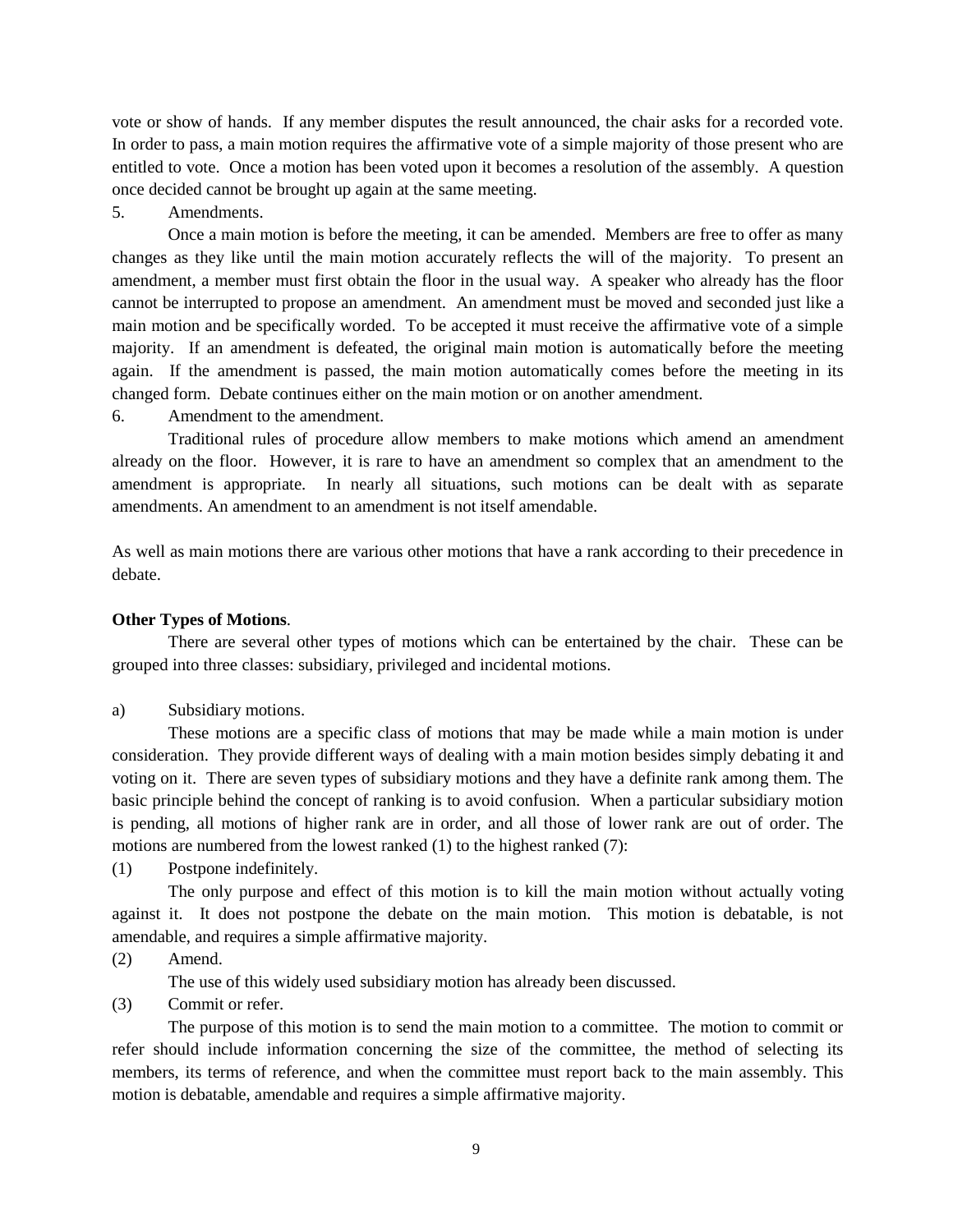vote or show of hands. If any member disputes the result announced, the chair asks for a recorded vote. In order to pass, a main motion requires the affirmative vote of a simple majority of those present who are entitled to vote. Once a motion has been voted upon it becomes a resolution of the assembly. A question once decided cannot be brought up again at the same meeting.

5. Amendments.

Once a main motion is before the meeting, it can be amended. Members are free to offer as many changes as they like until the main motion accurately reflects the will of the majority. To present an amendment, a member must first obtain the floor in the usual way. A speaker who already has the floor cannot be interrupted to propose an amendment. An amendment must be moved and seconded just like a main motion and be specifically worded. To be accepted it must receive the affirmative vote of a simple majority. If an amendment is defeated, the original main motion is automatically before the meeting again. If the amendment is passed, the main motion automatically comes before the meeting in its changed form. Debate continues either on the main motion or on another amendment.

6. Amendment to the amendment.

Traditional rules of procedure allow members to make motions which amend an amendment already on the floor. However, it is rare to have an amendment so complex that an amendment to the amendment is appropriate. In nearly all situations, such motions can be dealt with as separate amendments. An amendment to an amendment is not itself amendable.

As well as main motions there are various other motions that have a rank according to their precedence in debate.

**Other Types of Motions**.

There are several other types of motions which can be entertained by the chair. These can be grouped into three classes: subsidiary, privileged and incidental motions.

a) Subsidiary motions.

These motions are a specific class of motions that may be made while a main motion is under consideration. They provide different ways of dealing with a main motion besides simply debating it and voting on it. There are seven types of subsidiary motions and they have a definite rank among them. The basic principle behind the concept of ranking is to avoid confusion. When a particular subsidiary motion is pending, all motions of higher rank are in order, and all those of lower rank are out of order. The motions are numbered from the lowest ranked (1) to the highest ranked (7):

(1) Postpone indefinitely.

The only purpose and effect of this motion is to kill the main motion without actually voting against it. It does not postpone the debate on the main motion. This motion is debatable, is not amendable, and requires a simple affirmative majority.

(2) Amend.

The use of this widely used subsidiary motion has already been discussed.

(3) Commit or refer.

The purpose of this motion is to send the main motion to a committee. The motion to commit or refer should include information concerning the size of the committee, the method of selecting its members, its terms of reference, and when the committee must report back to the main assembly. This motion is debatable, amendable and requires a simple affirmative majority.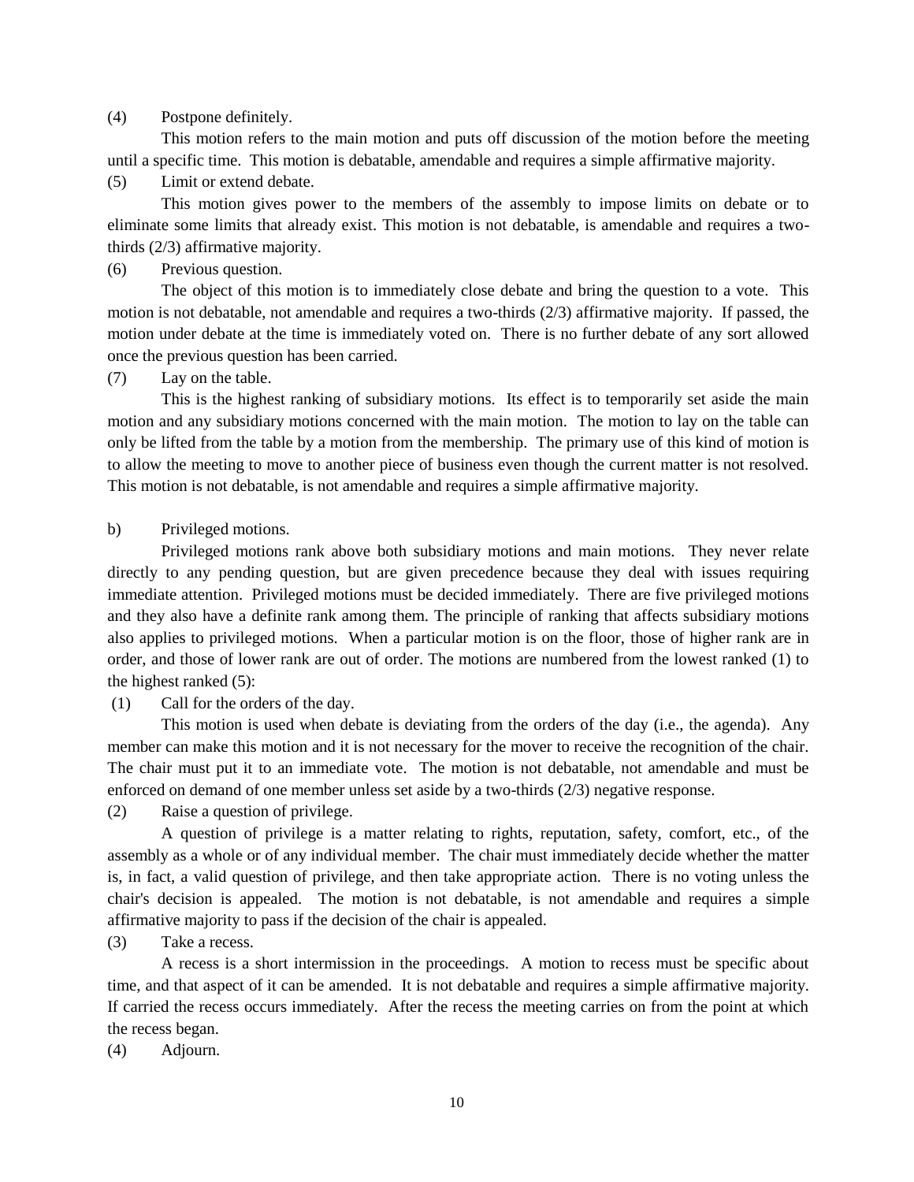(4) Postpone definitely.

This motion refers to the main motion and puts off discussion of the motion before the meeting until a specific time. This motion is debatable, amendable and requires a simple affirmative majority.

(5) Limit or extend debate.

This motion gives power to the members of the assembly to impose limits on debate or to eliminate some limits that already exist. This motion is not debatable, is amendable and requires a two-thirds (2/3) affirmative majority.

(6) Previous question.

The object of this motion is to immediately close debate and bring the question to a vote. This motion is not debatable, not amendable and requires a two-thirds (2/3) affirmative majority. If passed, the motion under debate at the time is immediately voted on. There is no further debate of any sort allowed once the previous question has been carried.

(7) Lay on the table.

This is the highest ranking of subsidiary motions. Its effect is to temporarily set aside the main motion and any subsidiary motions concerned with the main motion. The motion to lay on the table can only be lifted from the table by a motion from the membership. The primary use of this kind of motion is to allow the meeting to move to another piece of business even though the current matter is not resolved. This motion is not debatable, is not amendable and requires a simple affirmative majority.

b) Privileged motions.

Privileged motions rank above both subsidiary motions and main motions. They never relate directly to any pending question, but are given precedence because they deal with issues requiring immediate attention. Privileged motions must be decided immediately. There are five privileged motions and they also have a definite rank among them. The principle of ranking that affects subsidiary motions also applies to privileged motions. When a particular motion is on the floor, those of higher rank are in order, and those of lower rank are out of order. The motions are numbered from the lowest ranked (1) to the highest ranked (5):

(1) Call for the orders of the day.

This motion is used when debate is deviating from the orders of the day (i.e., the agenda). Any member can make this motion and it is not necessary for the mover to receive the recognition of the chair. The chair must put it to an immediate vote. The motion is not debatable, not amendable and must be enforced on demand of one member unless set aside by a two-thirds (2/3) negative response.

(2) Raise a question of privilege.

A question of privilege is a matter relating to rights, reputation, safety, comfort, etc., of the assembly as a whole or of any individual member. The chair must immediately decide whether the matter is, in fact, a valid question of privilege, and then take appropriate action. There is no voting unless the chair's decision is appealed. The motion is not debatable, is not amendable and requires a simple affirmative majority to pass if the decision of the chair is appealed.

(3) Take a recess.

A recess is a short intermission in the proceedings. A motion to recess must be specific about time, and that aspect of it can be amended. It is not debatable and requires a simple affirmative majority. If carried the recess occurs immediately. After the recess the meeting carries on from the point at which the recess began.

(4) Adjourn.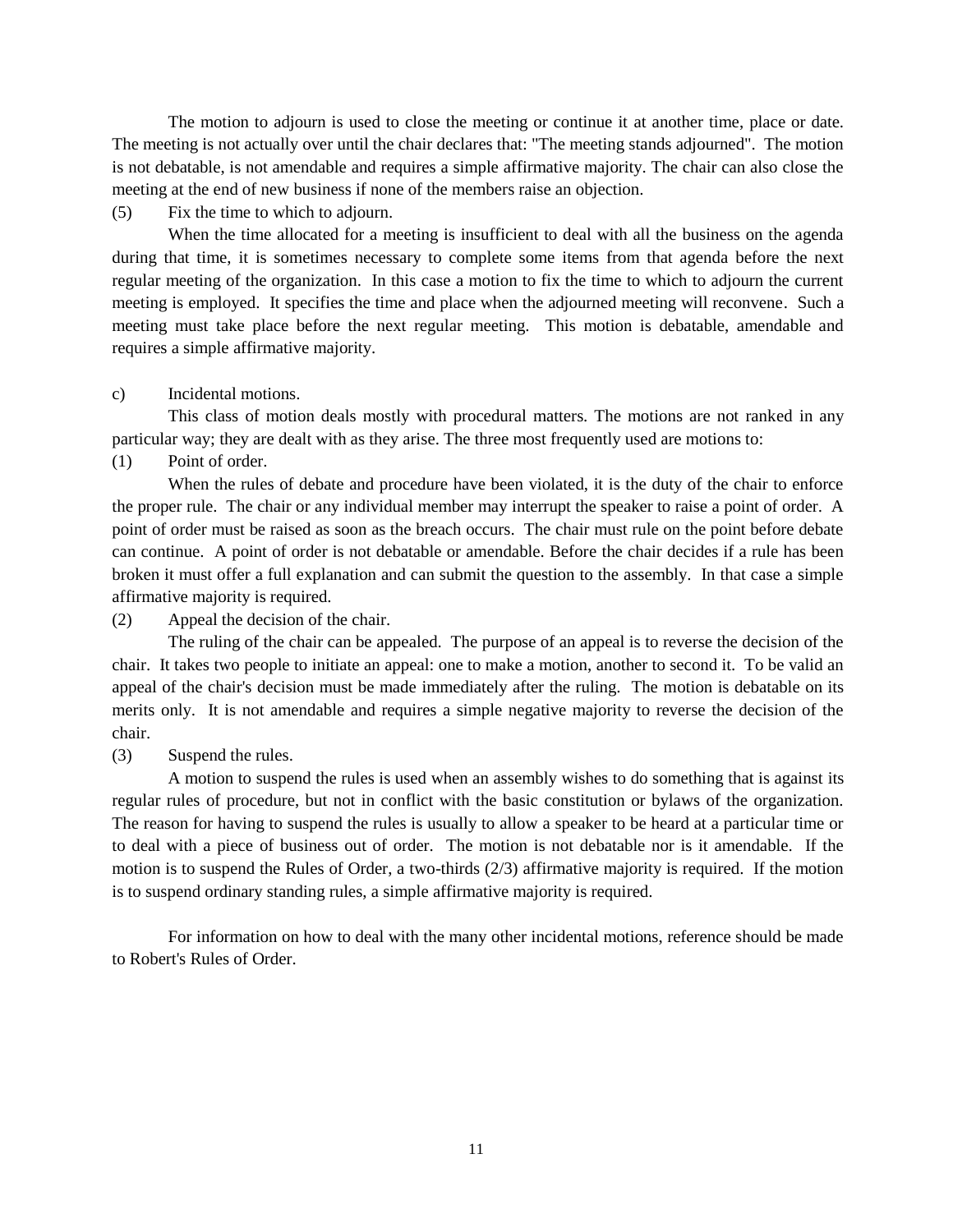The motion to adjourn is used to close the meeting or continue it at another time, place or date. The meeting is not actually over until the chair declares that: "The meeting stands adjourned". The motion is not debatable, is not amendable and requires a simple affirmative majority. The chair can also close the meeting at the end of new business if none of the members raise an objection.

(5) Fix the time to which to adjourn.

When the time allocated for a meeting is insufficient to deal with all the business on the agenda during that time, it is sometimes necessary to complete some items from that agenda before the next regular meeting of the organization. In this case a motion to fix the time to which to adjourn the current meeting is employed. It specifies the time and place when the adjourned meeting will reconvene. Such a meeting must take place before the next regular meeting. This motion is debatable, amendable and requires a simple affirmative majority.

c) Incidental motions.

This class of motion deals mostly with procedural matters. The motions are not ranked in any particular way; they are dealt with as they arise. The three most frequently used are motions to:

(1) Point of order.

When the rules of debate and procedure have been violated, it is the duty of the chair to enforce the proper rule. The chair or any individual member may interrupt the speaker to raise a point of order. A point of order must be raised as soon as the breach occurs. The chair must rule on the point before debate can continue. A point of order is not debatable or amendable. Before the chair decides if a rule has been broken it must offer a full explanation and can submit the question to the assembly. In that case a simple affirmative majority is required.

(2) Appeal the decision of the chair.

The ruling of the chair can be appealed. The purpose of an appeal is to reverse the decision of the chair. It takes two people to initiate an appeal: one to make a motion, another to second it. To be valid an appeal of the chair's decision must be made immediately after the ruling. The motion is debatable on its merits only. It is not amendable and requires a simple negative majority to reverse the decision of the chair.

(3) Suspend the rules.

A motion to suspend the rules is used when an assembly wishes to do something that is against its regular rules of procedure, but not in conflict with the basic constitution or bylaws of the organization. The reason for having to suspend the rules is usually to allow a speaker to be heard at a particular time or to deal with a piece of business out of order. The motion is not debatable nor is it amendable. If the motion is to suspend the Rules of Order, a two-thirds (2/3) affirmative majority is required. If the motion is to suspend ordinary standing rules, a simple affirmative majority is required.

For information on how to deal with the many other incidental motions, reference should be made to Robert's Rules of Order.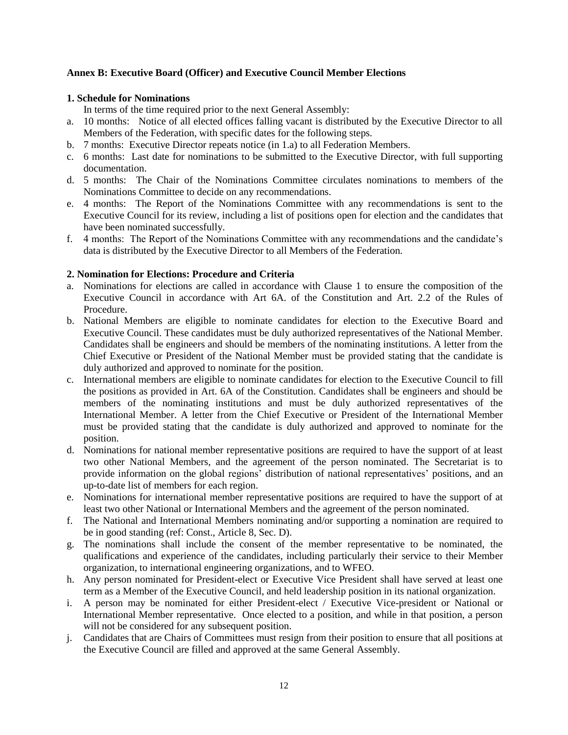### Annex B: Executive Board (Officer) and Executive Council Member Elections

#### 1. Schedule for Nominations

In terms of the time required prior to the next General Assembly:

a. 10 months: Notice of all elected offices falling vacant is distributed by the Executive Director to all Members of the Federation, with specific dates for the following steps.
b. 7 months: Executive Director repeats notice (in 1.a) to all Federation Members.
c. 6 months: Last date for nominations to be submitted to the Executive Director, with full supporting documentation.
d. 5 months: The Chair of the Nominations Committee circulates nominations to members of the Nominations Committee to decide on any recommendations.
e. 4 months: The Report of the Nominations Committee with any recommendations is sent to the Executive Council for its review, including a list of positions open for election and the candidates that have been nominated successfully.
f. 4 months: The Report of the Nominations Committee with any recommendations and the candidate's data is distributed by the Executive Director to all Members of the Federation.

#### 2. Nomination for Elections: Procedure and Criteria

a. Nominations for elections are called in accordance with Clause 1 to ensure the composition of the Executive Council in accordance with Art 6A. of the Constitution and Art. 2.2 of the Rules of Procedure.
b. National Members are eligible to nominate candidates for election to the Executive Board and Executive Council. These candidates must be duly authorized representatives of the National Member. Candidates shall be engineers and should be members of the nominating institutions. A letter from the Chief Executive or President of the National Member must be provided stating that the candidate is duly authorized and approved to nominate for the position.
c. International members are eligible to nominate candidates for election to the Executive Council to fill the positions as provided in Art. 6A of the Constitution. Candidates shall be engineers and should be members of the nominating institutions and must be duly authorized representatives of the International Member. A letter from the Chief Executive or President of the International Member must be provided stating that the candidate is duly authorized and approved to nominate for the position.
d. Nominations for national member representative positions are required to have the support of at least two other National Members, and the agreement of the person nominated. The Secretariat is to provide information on the global regions' distribution of national representatives' positions, and an up-to-date list of members for each region.
e. Nominations for international member representative positions are required to have the support of at least two other National or International Members and the agreement of the person nominated.
f. The National and International Members nominating and/or supporting a nomination are required to be in good standing (ref: Const., Article 8, Sec. D).
g. The nominations shall include the consent of the member representative to be nominated, the qualifications and experience of the candidates, including particularly their service to their Member organization, to international engineering organizations, and to WFEO.
h. Any person nominated for President-elect or Executive Vice President shall have served at least one term as a Member of the Executive Council, and held leadership position in its national organization.
i. A person may be nominated for either President-elect / Executive Vice-president or National or International Member representative. Once elected to a position, and while in that position, a person will not be considered for any subsequent position.
j. Candidates that are Chairs of Committees must resign from their position to ensure that all positions at the Executive Council are filled and approved at the same General Assembly.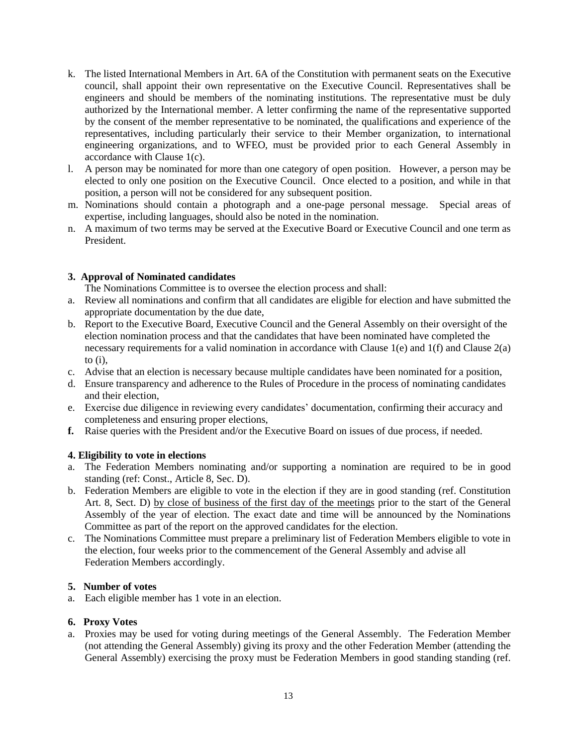k. The listed International Members in Art. 6A of the Constitution with permanent seats on the Executive council, shall appoint their own representative on the Executive Council. Representatives shall be engineers and should be members of the nominating institutions. The representative must be duly authorized by the International member. A letter confirming the name of the representative supported by the consent of the member representative to be nominated, the qualifications and experience of the representatives, including particularly their service to their Member organization, to international engineering organizations, and to WFEO, must be provided prior to each General Assembly in accordance with Clause 1(c).

l. A person may be nominated for more than one category of open position. However, a person may be elected to only one position on the Executive Council. Once elected to a position, and while in that position, a person will not be considered for any subsequent position.

m. Nominations should contain a photograph and a one-page personal message. Special areas of expertise, including languages, should also be noted in the nomination.

n. A maximum of two terms may be served at the Executive Board or Executive Council and one term as President.

**3. Approval of Nominated candidates**

The Nominations Committee is to oversee the election process and shall:

a. Review all nominations and confirm that all candidates are eligible for election and have submitted the appropriate documentation by the due date,

b. Report to the Executive Board, Executive Council and the General Assembly on their oversight of the election nomination process and that the candidates that have been nominated have completed the necessary requirements for a valid nomination in accordance with Clause 1(e) and 1(f) and Clause 2(a) to (i),

c. Advise that an election is necessary because multiple candidates have been nominated for a position,

d. Ensure transparency and adherence to the Rules of Procedure in the process of nominating candidates and their election,

e. Exercise due diligence in reviewing every candidates' documentation, confirming their accuracy and completeness and ensuring proper elections,

**f.** Raise queries with the President and/or the Executive Board on issues of due process, if needed.

**4. Eligibility to vote in elections**

a. The Federation Members nominating and/or supporting a nomination are required to be in good standing (ref: Const., Article 8, Sec. D).

b. Federation Members are eligible to vote in the election if they are in good standing (ref. Constitution Art. 8, Sect. D) by close of business of the first day of the meetings prior to the start of the General Assembly of the year of election. The exact date and time will be announced by the Nominations Committee as part of the report on the approved candidates for the election.

c. The Nominations Committee must prepare a preliminary list of Federation Members eligible to vote in the election, four weeks prior to the commencement of the General Assembly and advise all Federation Members accordingly.

**5. Number of votes**

a. Each eligible member has 1 vote in an election.

**6. Proxy Votes**

a. Proxies may be used for voting during meetings of the General Assembly. The Federation Member (not attending the General Assembly) giving its proxy and the other Federation Member (attending the General Assembly) exercising the proxy must be Federation Members in good standing standing (ref.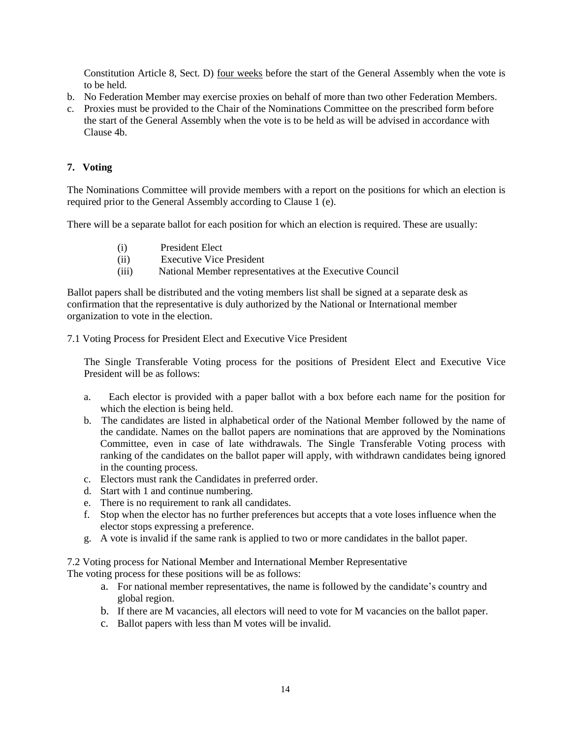Constitution Article 8, Sect. D) four weeks before the start of the General Assembly when the vote is to be held.

b. No Federation Member may exercise proxies on behalf of more than two other Federation Members.
c. Proxies must be provided to the Chair of the Nominations Committee on the prescribed form before the start of the General Assembly when the vote is to be held as will be advised in accordance with Clause 4b.

## 7. Voting

The Nominations Committee will provide members with a report on the positions for which an election is required prior to the General Assembly according to Clause 1 (e).

There will be a separate ballot for each position for which an election is required. These are usually:

(i) President Elect
(ii) Executive Vice President
(iii) National Member representatives at the Executive Council

Ballot papers shall be distributed and the voting members list shall be signed at a separate desk as confirmation that the representative is duly authorized by the National or International member organization to vote in the election.

7.1 Voting Process for President Elect and Executive Vice President

The Single Transferable Voting process for the positions of President Elect and Executive Vice President will be as follows:

a. Each elector is provided with a paper ballot with a box before each name for the position for which the election is being held.
b. The candidates are listed in alphabetical order of the National Member followed by the name of the candidate. Names on the ballot papers are nominations that are approved by the Nominations Committee, even in case of late withdrawals. The Single Transferable Voting process with ranking of the candidates on the ballot paper will apply, with withdrawn candidates being ignored in the counting process.
c. Electors must rank the Candidates in preferred order.
d. Start with 1 and continue numbering.
e. There is no requirement to rank all candidates.
f. Stop when the elector has no further preferences but accepts that a vote loses influence when the elector stops expressing a preference.
g. A vote is invalid if the same rank is applied to two or more candidates in the ballot paper.

7.2 Voting process for National Member and International Member Representative

The voting process for these positions will be as follows:

a. For national member representatives, the name is followed by the candidate's country and global region.
b. If there are M vacancies, all electors will need to vote for M vacancies on the ballot paper.
c. Ballot papers with less than M votes will be invalid.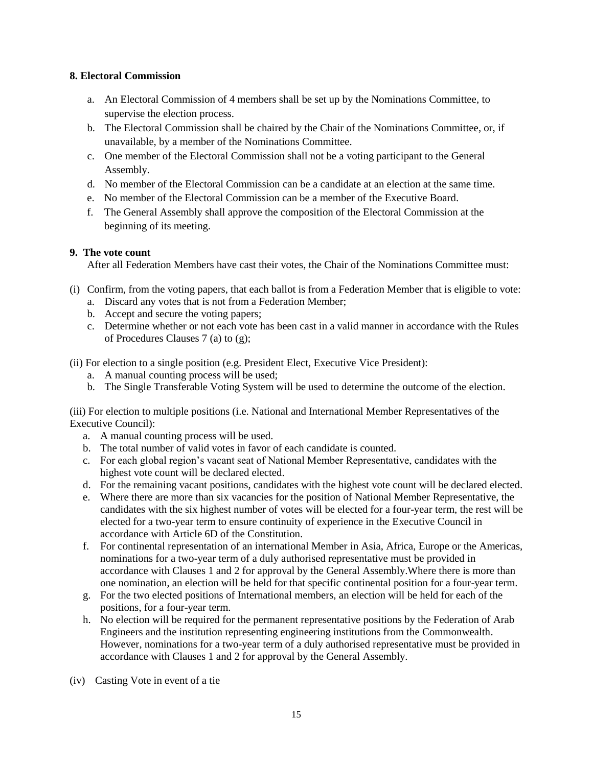**8. Electoral Commission**

a. An Electoral Commission of 4 members shall be set up by the Nominations Committee, to supervise the election process.
b. The Electoral Commission shall be chaired by the Chair of the Nominations Committee, or, if unavailable, by a member of the Nominations Committee.
c. One member of the Electoral Commission shall not be a voting participant to the General Assembly.
d. No member of the Electoral Commission can be a candidate at an election at the same time.
e. No member of the Electoral Commission can be a member of the Executive Board.
f. The General Assembly shall approve the composition of the Electoral Commission at the beginning of its meeting.

**9. The vote count**

After all Federation Members have cast their votes, the Chair of the Nominations Committee must:

(i) Confirm, from the voting papers, that each ballot is from a Federation Member that is eligible to vote:

a. Discard any votes that is not from a Federation Member;
b. Accept and secure the voting papers;
c. Determine whether or not each vote has been cast in a valid manner in accordance with the Rules of Procedures Clauses 7 (a) to (g);

(ii) For election to a single position (e.g. President Elect, Executive Vice President):

a. A manual counting process will be used;
b. The Single Transferable Voting System will be used to determine the outcome of the election.

(iii) For election to multiple positions (i.e. National and International Member Representatives of the Executive Council):

a. A manual counting process will be used.
b. The total number of valid votes in favor of each candidate is counted.
c. For each global region's vacant seat of National Member Representative, candidates with the highest vote count will be declared elected.
d. For the remaining vacant positions, candidates with the highest vote count will be declared elected.
e. Where there are more than six vacancies for the position of National Member Representative, the candidates with the six highest number of votes will be elected for a four-year term, the rest will be elected for a two-year term to ensure continuity of experience in the Executive Council in accordance with Article 6D of the Constitution.
f. For continental representation of an international Member in Asia, Africa, Europe or the Americas, nominations for a two-year term of a duly authorised representative must be provided in accordance with Clauses 1 and 2 for approval by the General Assembly.Where there is more than one nomination, an election will be held for that specific continental position for a four-year term.
g. For the two elected positions of International members, an election will be held for each of the positions, for a four-year term.
h. No election will be required for the permanent representative positions by the Federation of Arab Engineers and the institution representing engineering institutions from the Commonwealth. However, nominations for a two-year term of a duly authorised representative must be provided in accordance with Clauses 1 and 2 for approval by the General Assembly.

(iv) Casting Vote in event of a tie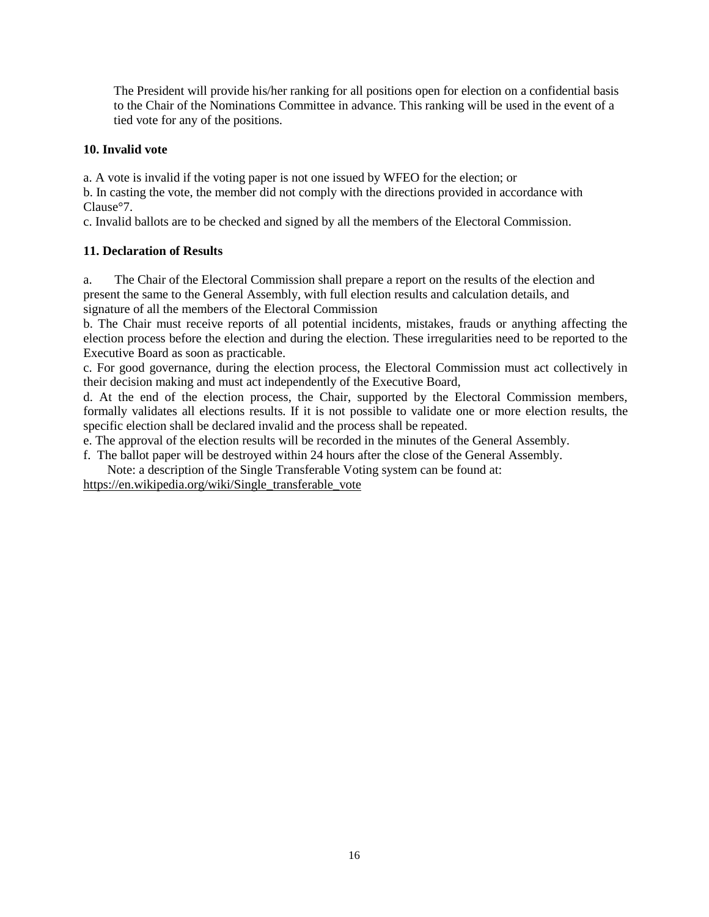The President will provide his/her ranking for all positions open for election on a confidential basis to the Chair of the Nominations Committee in advance. This ranking will be used in the event of a tied vote for any of the positions.

**10. Invalid vote**

a. A vote is invalid if the voting paper is not one issued by WFEO for the election; or

b. In casting the vote, the member did not comply with the directions provided in accordance with Clause°7.

c. Invalid ballots are to be checked and signed by all the members of the Electoral Commission.

**11. Declaration of Results**

a. The Chair of the Electoral Commission shall prepare a report on the results of the election and present the same to the General Assembly, with full election results and calculation details, and signature of all the members of the Electoral Commission

b. The Chair must receive reports of all potential incidents, mistakes, frauds or anything affecting the election process before the election and during the election. These irregularities need to be reported to the Executive Board as soon as practicable.

c. For good governance, during the election process, the Electoral Commission must act collectively in their decision making and must act independently of the Executive Board,

d. At the end of the election process, the Chair, supported by the Electoral Commission members, formally validates all elections results. If it is not possible to validate one or more election results, the specific election shall be declared invalid and the process shall be repeated.

e. The approval of the election results will be recorded in the minutes of the General Assembly.

f. The ballot paper will be destroyed within 24 hours after the close of the General Assembly.

Note: a description of the Single Transferable Voting system can be found at: https://en.wikipedia.org/wiki/Single_transferable_vote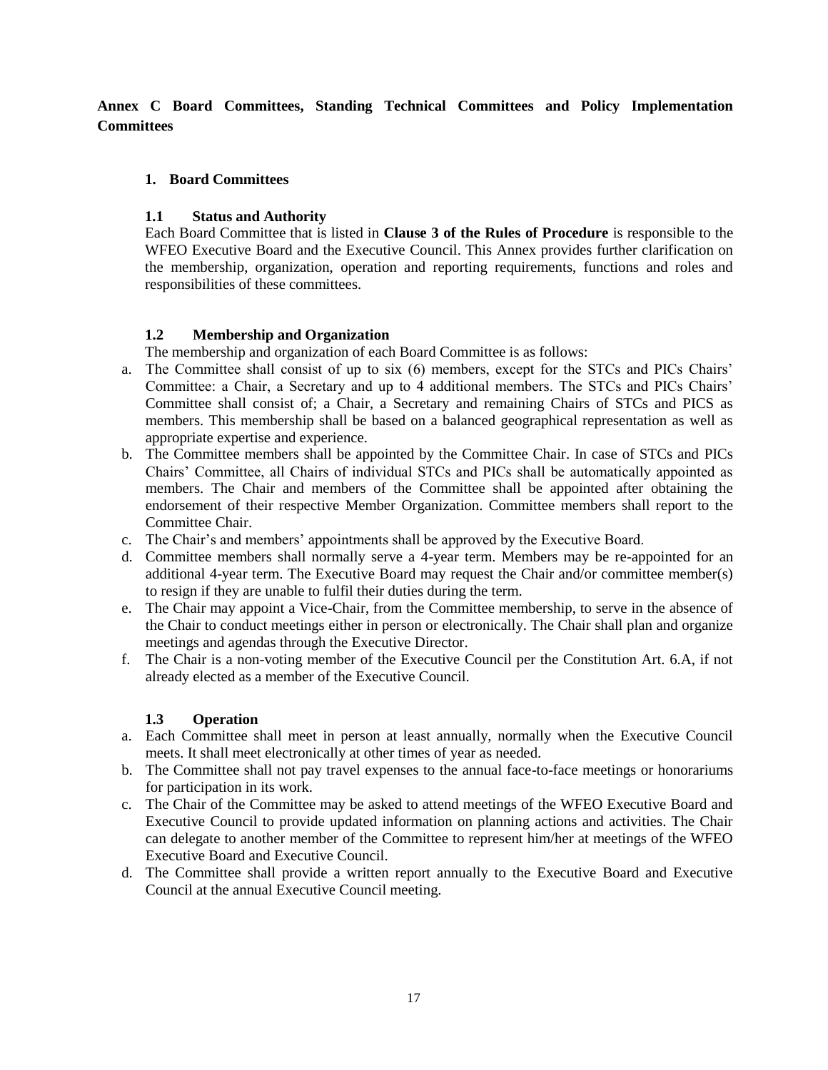**Annex C Board Committees, Standing Technical Committees and Policy Implementation Committees**

## 1. Board Committees

### 1.1 Status and Authority

Each Board Committee that is listed in **Clause 3 of the Rules of Procedure** is responsible to the WFEO Executive Board and the Executive Council. This Annex provides further clarification on the membership, organization, operation and reporting requirements, functions and roles and responsibilities of these committees.

### 1.2 Membership and Organization

The membership and organization of each Board Committee is as follows:

a. The Committee shall consist of up to six (6) members, except for the STCs and PICs Chairs' Committee: a Chair, a Secretary and up to 4 additional members. The STCs and PICs Chairs' Committee shall consist of; a Chair, a Secretary and remaining Chairs of STCs and PICS as members. This membership shall be based on a balanced geographical representation as well as appropriate expertise and experience.
b. The Committee members shall be appointed by the Committee Chair. In case of STCs and PICs Chairs' Committee, all Chairs of individual STCs and PICs shall be automatically appointed as members. The Chair and members of the Committee shall be appointed after obtaining the endorsement of their respective Member Organization. Committee members shall report to the Committee Chair.
c. The Chair's and members' appointments shall be approved by the Executive Board.
d. Committee members shall normally serve a 4-year term. Members may be re-appointed for an additional 4-year term. The Executive Board may request the Chair and/or committee member(s) to resign if they are unable to fulfil their duties during the term.
e. The Chair may appoint a Vice-Chair, from the Committee membership, to serve in the absence of the Chair to conduct meetings either in person or electronically. The Chair shall plan and organize meetings and agendas through the Executive Director.
f. The Chair is a non-voting member of the Executive Council per the Constitution Art. 6.A, if not already elected as a member of the Executive Council.

### 1.3 Operation

a. Each Committee shall meet in person at least annually, normally when the Executive Council meets. It shall meet electronically at other times of year as needed.
b. The Committee shall not pay travel expenses to the annual face-to-face meetings or honorariums for participation in its work.
c. The Chair of the Committee may be asked to attend meetings of the WFEO Executive Board and Executive Council to provide updated information on planning actions and activities. The Chair can delegate to another member of the Committee to represent him/her at meetings of the WFEO Executive Board and Executive Council.
d. The Committee shall provide a written report annually to the Executive Board and Executive Council at the annual Executive Council meeting.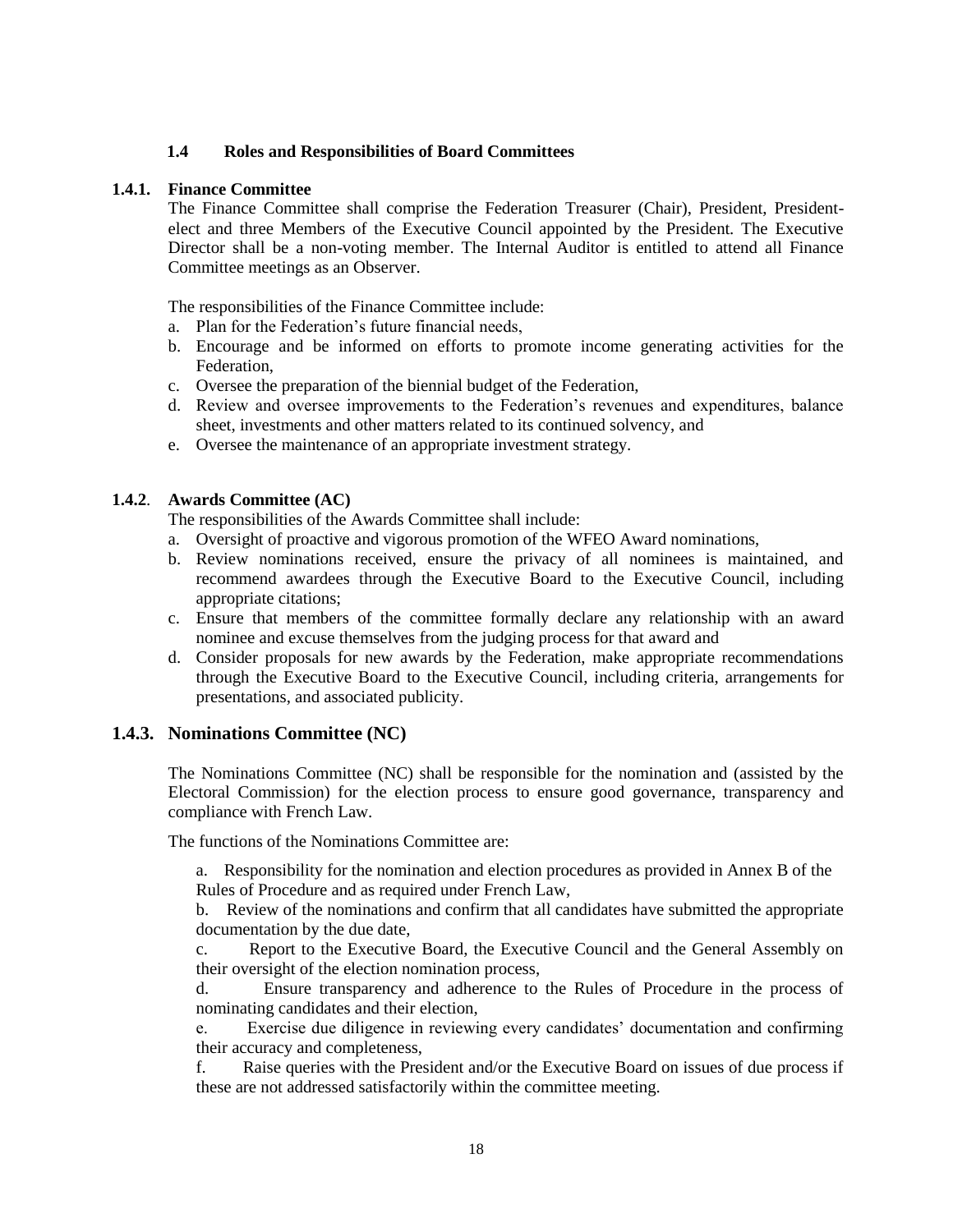### 1.4 Roles and Responsibilities of Board Committees

#### 1.4.1. Finance Committee

The Finance Committee shall comprise the Federation Treasurer (Chair), President, President-elect and three Members of the Executive Council appointed by the President. The Executive Director shall be a non-voting member. The Internal Auditor is entitled to attend all Finance Committee meetings as an Observer.

The responsibilities of the Finance Committee include:

a. Plan for the Federation's future financial needs,
b. Encourage and be informed on efforts to promote income generating activities for the Federation,
c. Oversee the preparation of the biennial budget of the Federation,
d. Review and oversee improvements to the Federation's revenues and expenditures, balance sheet, investments and other matters related to its continued solvency, and
e. Oversee the maintenance of an appropriate investment strategy.

#### 1.4.2. Awards Committee (AC)

The responsibilities of the Awards Committee shall include:

a. Oversight of proactive and vigorous promotion of the WFEO Award nominations,
b. Review nominations received, ensure the privacy of all nominees is maintained, and recommend awardees through the Executive Board to the Executive Council, including appropriate citations;
c. Ensure that members of the committee formally declare any relationship with an award nominee and excuse themselves from the judging process for that award and
d. Consider proposals for new awards by the Federation, make appropriate recommendations through the Executive Board to the Executive Council, including criteria, arrangements for presentations, and associated publicity.

#### 1.4.3. Nominations Committee (NC)

The Nominations Committee (NC) shall be responsible for the nomination and (assisted by the Electoral Commission) for the election process to ensure good governance, transparency and compliance with French Law.

The functions of the Nominations Committee are:

a. Responsibility for the nomination and election procedures as provided in Annex B of the Rules of Procedure and as required under French Law,
b. Review of the nominations and confirm that all candidates have submitted the appropriate documentation by the due date,
c. Report to the Executive Board, the Executive Council and the General Assembly on their oversight of the election nomination process,
d. Ensure transparency and adherence to the Rules of Procedure in the process of nominating candidates and their election,
e. Exercise due diligence in reviewing every candidates' documentation and confirming their accuracy and completeness,
f. Raise queries with the President and/or the Executive Board on issues of due process if these are not addressed satisfactorily within the committee meeting.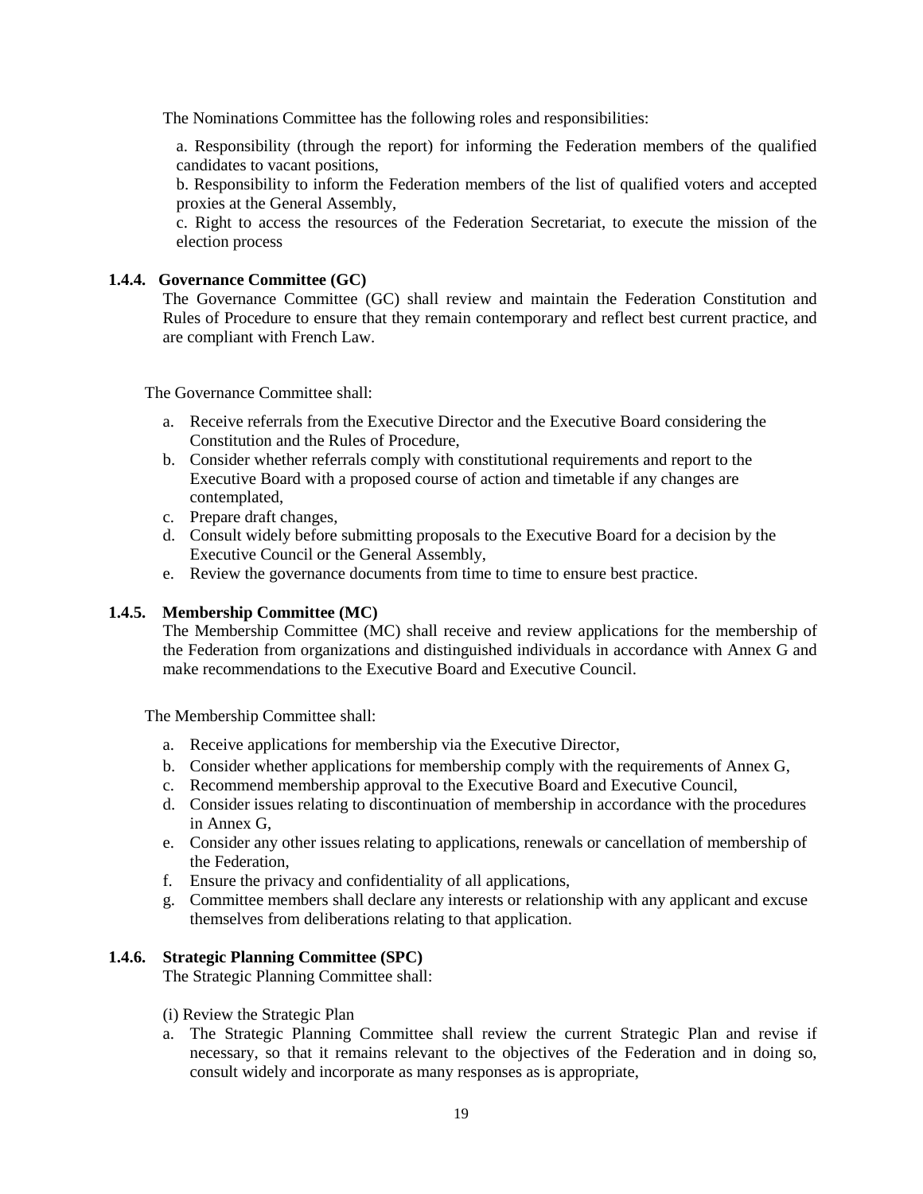The Nominations Committee has the following roles and responsibilities:

a. Responsibility (through the report) for informing the Federation members of the qualified candidates to vacant positions,
b. Responsibility to inform the Federation members of the list of qualified voters and accepted proxies at the General Assembly,
c. Right to access the resources of the Federation Secretariat, to execute the mission of the election process

**1.4.4. Governance Committee (GC)**

The Governance Committee (GC) shall review and maintain the Federation Constitution and Rules of Procedure to ensure that they remain contemporary and reflect best current practice, and are compliant with French Law.

The Governance Committee shall:

a. Receive referrals from the Executive Director and the Executive Board considering the Constitution and the Rules of Procedure,
b. Consider whether referrals comply with constitutional requirements and report to the Executive Board with a proposed course of action and timetable if any changes are contemplated,
c. Prepare draft changes,
d. Consult widely before submitting proposals to the Executive Board for a decision by the Executive Council or the General Assembly,
e. Review the governance documents from time to time to ensure best practice.

**1.4.5. Membership Committee (MC)**

The Membership Committee (MC) shall receive and review applications for the membership of the Federation from organizations and distinguished individuals in accordance with Annex G and make recommendations to the Executive Board and Executive Council.

The Membership Committee shall:

a. Receive applications for membership via the Executive Director,
b. Consider whether applications for membership comply with the requirements of Annex G,
c. Recommend membership approval to the Executive Board and Executive Council,
d. Consider issues relating to discontinuation of membership in accordance with the procedures in Annex G,
e. Consider any other issues relating to applications, renewals or cancellation of membership of the Federation,
f. Ensure the privacy and confidentiality of all applications,
g. Committee members shall declare any interests or relationship with any applicant and excuse themselves from deliberations relating to that application.

**1.4.6. Strategic Planning Committee (SPC)**

The Strategic Planning Committee shall:

(i) Review the Strategic Plan

a. The Strategic Planning Committee shall review the current Strategic Plan and revise if necessary, so that it remains relevant to the objectives of the Federation and in doing so, consult widely and incorporate as many responses as is appropriate,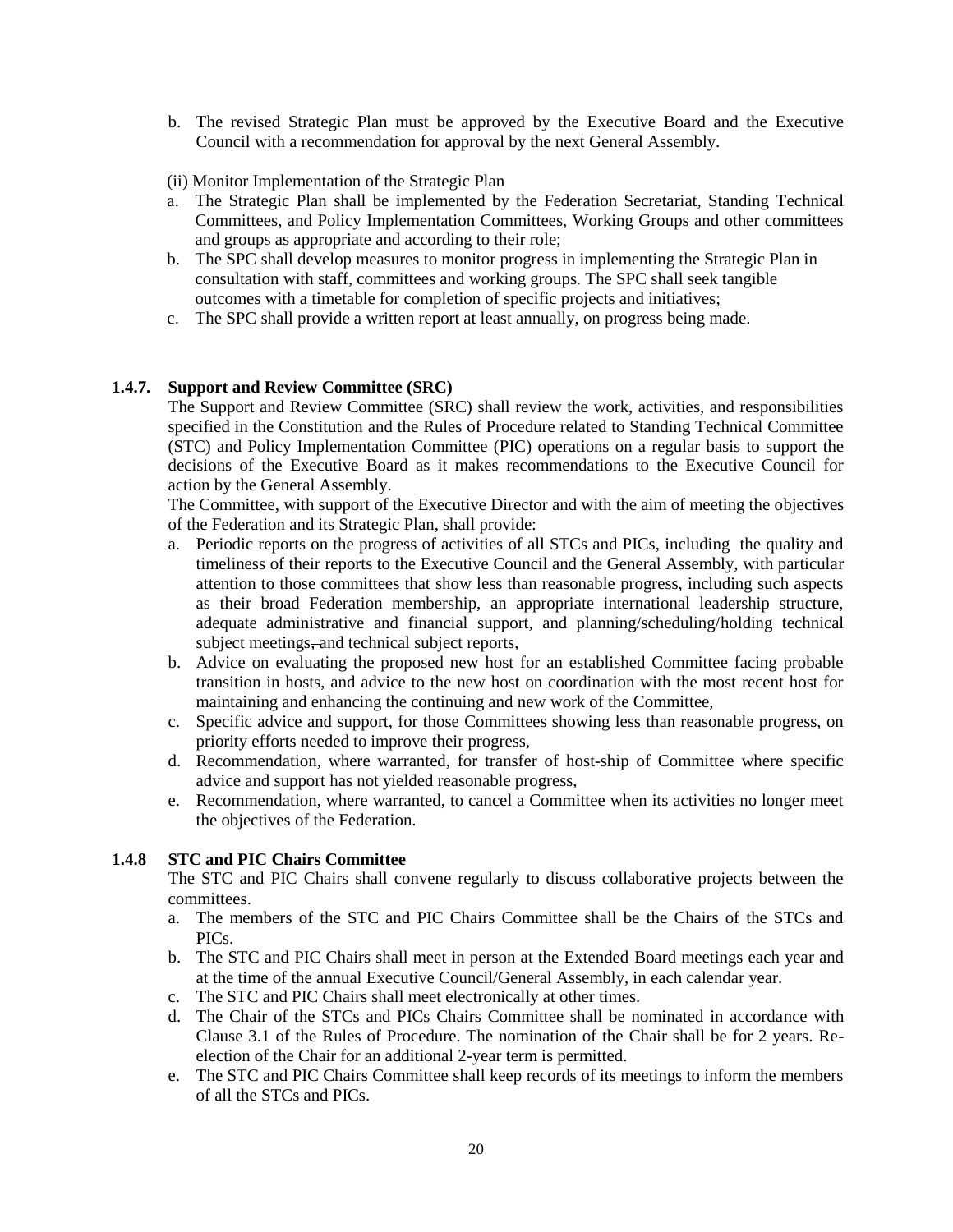b. The revised Strategic Plan must be approved by the Executive Board and the Executive Council with a recommendation for approval by the next General Assembly.

(ii) Monitor Implementation of the Strategic Plan

a. The Strategic Plan shall be implemented by the Federation Secretariat, Standing Technical Committees, and Policy Implementation Committees, Working Groups and other committees and groups as appropriate and according to their role;
b. The SPC shall develop measures to monitor progress in implementing the Strategic Plan in consultation with staff, committees and working groups. The SPC shall seek tangible outcomes with a timetable for completion of specific projects and initiatives;
c. The SPC shall provide a written report at least annually, on progress being made.

### 1.4.7. Support and Review Committee (SRC)

The Support and Review Committee (SRC) shall review the work, activities, and responsibilities specified in the Constitution and the Rules of Procedure related to Standing Technical Committee (STC) and Policy Implementation Committee (PIC) operations on a regular basis to support the decisions of the Executive Board as it makes recommendations to the Executive Council for action by the General Assembly.

The Committee, with support of the Executive Director and with the aim of meeting the objectives of the Federation and its Strategic Plan, shall provide:

a. Periodic reports on the progress of activities of all STCs and PICs, including the quality and timeliness of their reports to the Executive Council and the General Assembly, with particular attention to those committees that show less than reasonable progress, including such aspects as their broad Federation membership, an appropriate international leadership structure, adequate administrative and financial support, and planning/scheduling/holding technical subject meetings, and technical subject reports,
b. Advice on evaluating the proposed new host for an established Committee facing probable transition in hosts, and advice to the new host on coordination with the most recent host for maintaining and enhancing the continuing and new work of the Committee,
c. Specific advice and support, for those Committees showing less than reasonable progress, on priority efforts needed to improve their progress,
d. Recommendation, where warranted, for transfer of host-ship of Committee where specific advice and support has not yielded reasonable progress,
e. Recommendation, where warranted, to cancel a Committee when its activities no longer meet the objectives of the Federation.

### 1.4.8 STC and PIC Chairs Committee

The STC and PIC Chairs shall convene regularly to discuss collaborative projects between the committees.

a. The members of the STC and PIC Chairs Committee shall be the Chairs of the STCs and PICs.
b. The STC and PIC Chairs shall meet in person at the Extended Board meetings each year and at the time of the annual Executive Council/General Assembly, in each calendar year.
c. The STC and PIC Chairs shall meet electronically at other times.
d. The Chair of the STCs and PICs Chairs Committee shall be nominated in accordance with Clause 3.1 of the Rules of Procedure. The nomination of the Chair shall be for 2 years. Re-election of the Chair for an additional 2-year term is permitted.
e. The STC and PIC Chairs Committee shall keep records of its meetings to inform the members of all the STCs and PICs.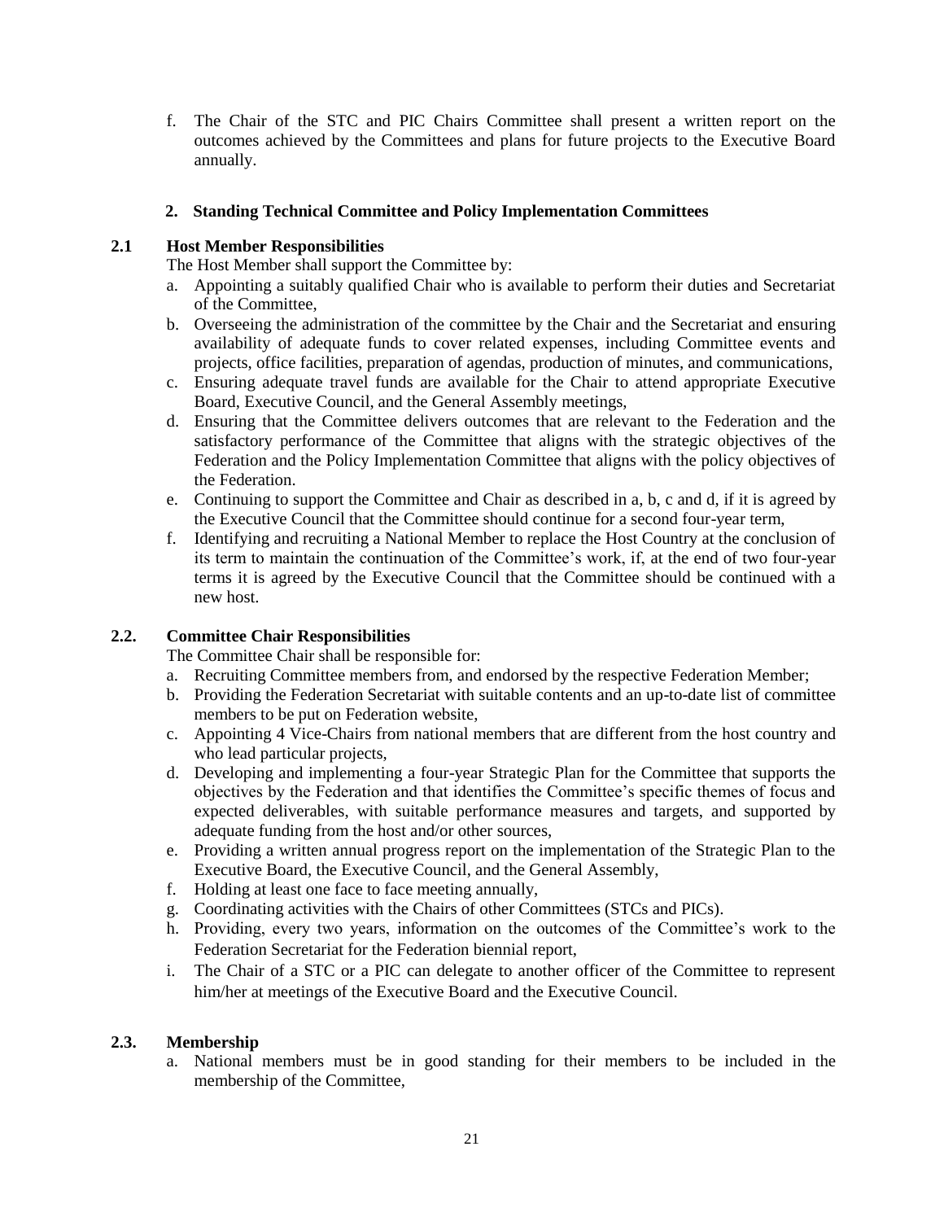f. The Chair of the STC and PIC Chairs Committee shall present a written report on the outcomes achieved by the Committees and plans for future projects to the Executive Board annually.

## 2. Standing Technical Committee and Policy Implementation Committees

### 2.1 Host Member Responsibilities

The Host Member shall support the Committee by:

a. Appointing a suitably qualified Chair who is available to perform their duties and Secretariat of the Committee,
b. Overseeing the administration of the committee by the Chair and the Secretariat and ensuring availability of adequate funds to cover related expenses, including Committee events and projects, office facilities, preparation of agendas, production of minutes, and communications,
c. Ensuring adequate travel funds are available for the Chair to attend appropriate Executive Board, Executive Council, and the General Assembly meetings,
d. Ensuring that the Committee delivers outcomes that are relevant to the Federation and the satisfactory performance of the Committee that aligns with the strategic objectives of the Federation and the Policy Implementation Committee that aligns with the policy objectives of the Federation.
e. Continuing to support the Committee and Chair as described in a, b, c and d, if it is agreed by the Executive Council that the Committee should continue for a second four-year term,
f. Identifying and recruiting a National Member to replace the Host Country at the conclusion of its term to maintain the continuation of the Committee's work, if, at the end of two four-year terms it is agreed by the Executive Council that the Committee should be continued with a new host.

### 2.2. Committee Chair Responsibilities

The Committee Chair shall be responsible for:

a. Recruiting Committee members from, and endorsed by the respective Federation Member;
b. Providing the Federation Secretariat with suitable contents and an up-to-date list of committee members to be put on Federation website,
c. Appointing 4 Vice-Chairs from national members that are different from the host country and who lead particular projects,
d. Developing and implementing a four-year Strategic Plan for the Committee that supports the objectives by the Federation and that identifies the Committee's specific themes of focus and expected deliverables, with suitable performance measures and targets, and supported by adequate funding from the host and/or other sources,
e. Providing a written annual progress report on the implementation of the Strategic Plan to the Executive Board, the Executive Council, and the General Assembly,
f. Holding at least one face to face meeting annually,
g. Coordinating activities with the Chairs of other Committees (STCs and PICs).
h. Providing, every two years, information on the outcomes of the Committee's work to the Federation Secretariat for the Federation biennial report,
i. The Chair of a STC or a PIC can delegate to another officer of the Committee to represent him/her at meetings of the Executive Board and the Executive Council.

### 2.3. Membership

a. National members must be in good standing for their members to be included in the membership of the Committee,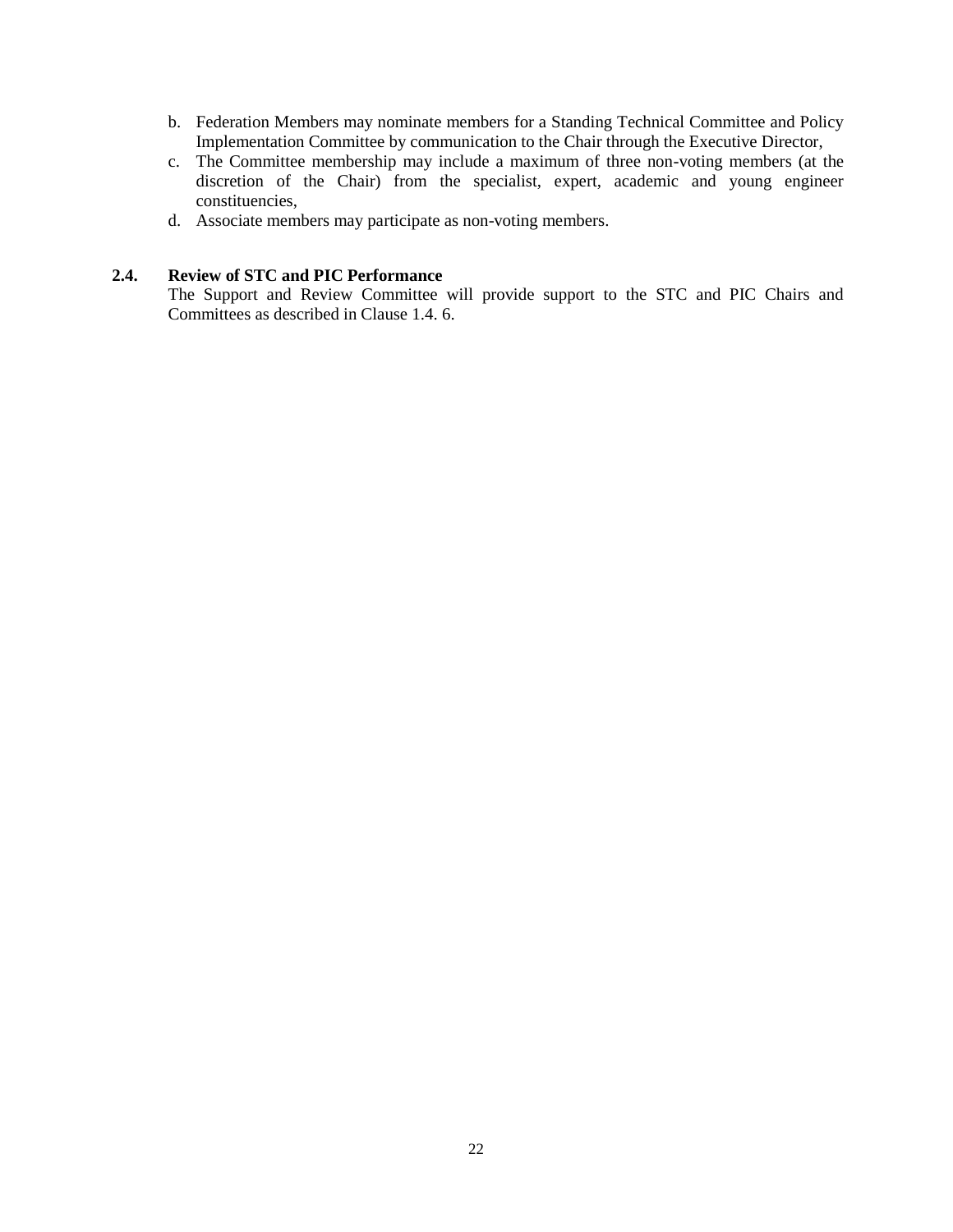b. Federation Members may nominate members for a Standing Technical Committee and Policy Implementation Committee by communication to the Chair through the Executive Director,
c. The Committee membership may include a maximum of three non-voting members (at the discretion of the Chair) from the specialist, expert, academic and young engineer constituencies,
d. Associate members may participate as non-voting members.

### 2.4. Review of STC and PIC Performance

The Support and Review Committee will provide support to the STC and PIC Chairs and Committees as described in Clause 1.4. 6.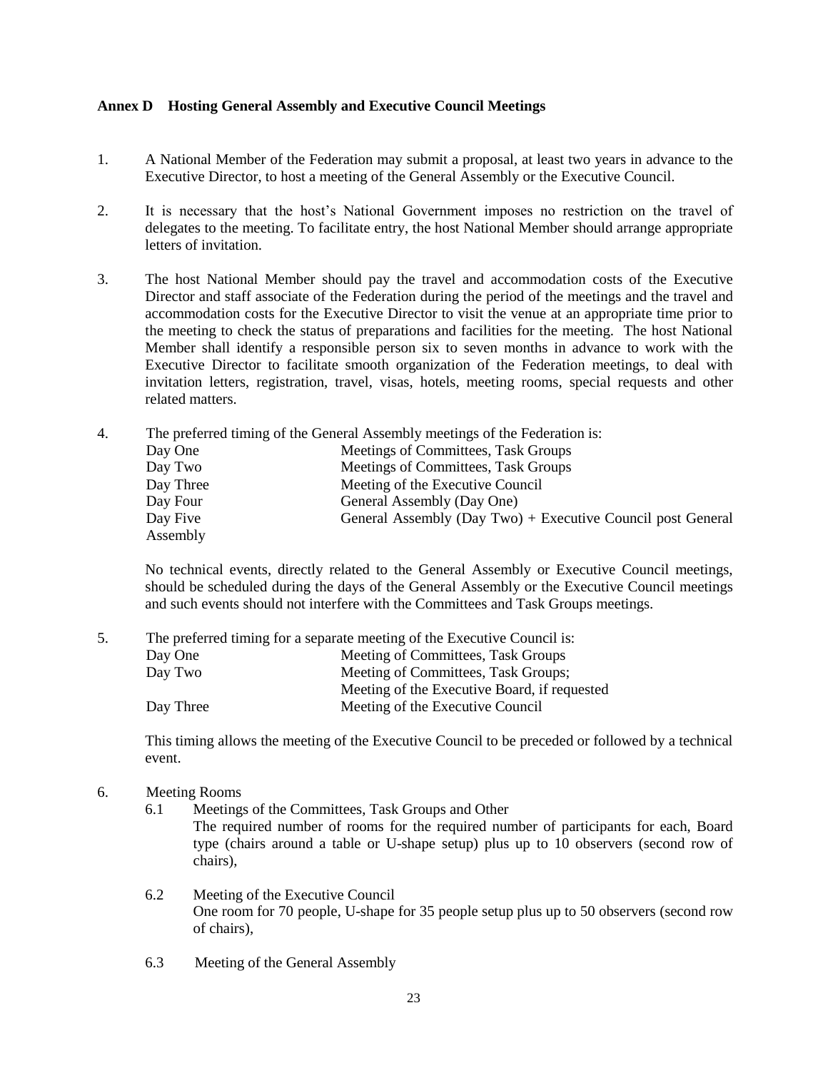## Annex D Hosting General Assembly and Executive Council Meetings

1. A National Member of the Federation may submit a proposal, at least two years in advance to the Executive Director, to host a meeting of the General Assembly or the Executive Council.

2. It is necessary that the host's National Government imposes no restriction on the travel of delegates to the meeting. To facilitate entry, the host National Member should arrange appropriate letters of invitation.

3. The host National Member should pay the travel and accommodation costs of the Executive Director and staff associate of the Federation during the period of the meetings and the travel and accommodation costs for the Executive Director to visit the venue at an appropriate time prior to the meeting to check the status of preparations and facilities for the meeting. The host National Member shall identify a responsible person six to seven months in advance to work with the Executive Director to facilitate smooth organization of the Federation meetings, to deal with invitation letters, registration, travel, visas, hotels, meeting rooms, special requests and other related matters.

4. The preferred timing of the General Assembly meetings of the Federation is:

| | |
|---|---|
| Day One | Meetings of Committees, Task Groups |
| Day Two | Meetings of Committees, Task Groups |
| Day Three | Meeting of the Executive Council |
| Day Four | General Assembly (Day One) |
| Day Five | General Assembly (Day Two) + Executive Council post General Assembly |

   No technical events, directly related to the General Assembly or Executive Council meetings, should be scheduled during the days of the General Assembly or the Executive Council meetings and such events should not interfere with the Committees and Task Groups meetings.

5. The preferred timing for a separate meeting of the Executive Council is:

| | |
|---|---|
| Day One | Meeting of Committees, Task Groups |
| Day Two | Meeting of Committees, Task Groups; Meeting of the Executive Board, if requested |
| Day Three | Meeting of the Executive Council |

   This timing allows the meeting of the Executive Council to be preceded or followed by a technical event.

6. Meeting Rooms

   6.1 Meetings of the Committees, Task Groups and Other
   The required number of rooms for the required number of participants for each, Board type (chairs around a table or U-shape setup) plus up to 10 observers (second row of chairs),

   6.2 Meeting of the Executive Council
   One room for 70 people, U-shape for 35 people setup plus up to 50 observers (second row of chairs),

   6.3 Meeting of the General Assembly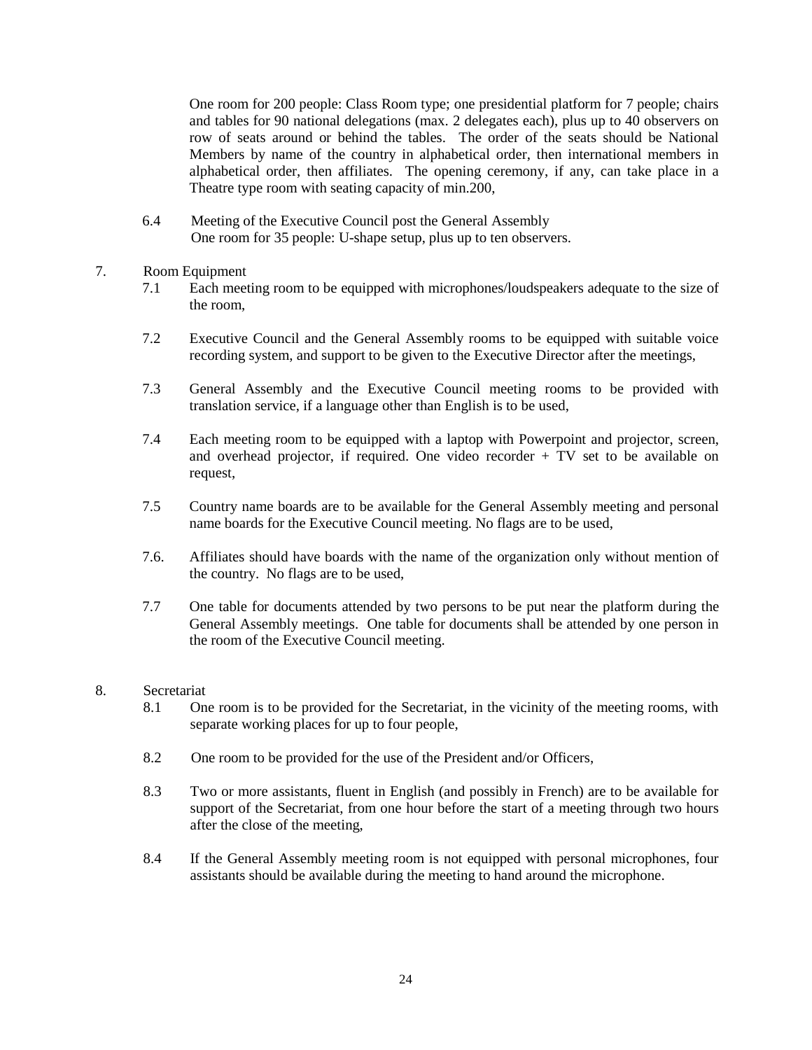One room for 200 people: Class Room type; one presidential platform for 7 people; chairs and tables for 90 national delegations (max. 2 delegates each), plus up to 40 observers on row of seats around or behind the tables. The order of the seats should be National Members by name of the country in alphabetical order, then international members in alphabetical order, then affiliates. The opening ceremony, if any, can take place in a Theatre type room with seating capacity of min.200,

6.4 Meeting of the Executive Council post the General Assembly
One room for 35 people: U-shape setup, plus up to ten observers.

7. Room Equipment

7.1 Each meeting room to be equipped with microphones/loudspeakers adequate to the size of the room,

7.2 Executive Council and the General Assembly rooms to be equipped with suitable voice recording system, and support to be given to the Executive Director after the meetings,

7.3 General Assembly and the Executive Council meeting rooms to be provided with translation service, if a language other than English is to be used,

7.4 Each meeting room to be equipped with a laptop with Powerpoint and projector, screen, and overhead projector, if required. One video recorder + TV set to be available on request,

7.5 Country name boards are to be available for the General Assembly meeting and personal name boards for the Executive Council meeting. No flags are to be used,

7.6. Affiliates should have boards with the name of the organization only without mention of the country. No flags are to be used,

7.7 One table for documents attended by two persons to be put near the platform during the General Assembly meetings. One table for documents shall be attended by one person in the room of the Executive Council meeting.

8. Secretariat

8.1 One room is to be provided for the Secretariat, in the vicinity of the meeting rooms, with separate working places for up to four people,

8.2 One room to be provided for the use of the President and/or Officers,

8.3 Two or more assistants, fluent in English (and possibly in French) are to be available for support of the Secretariat, from one hour before the start of a meeting through two hours after the close of the meeting,

8.4 If the General Assembly meeting room is not equipped with personal microphones, four assistants should be available during the meeting to hand around the microphone.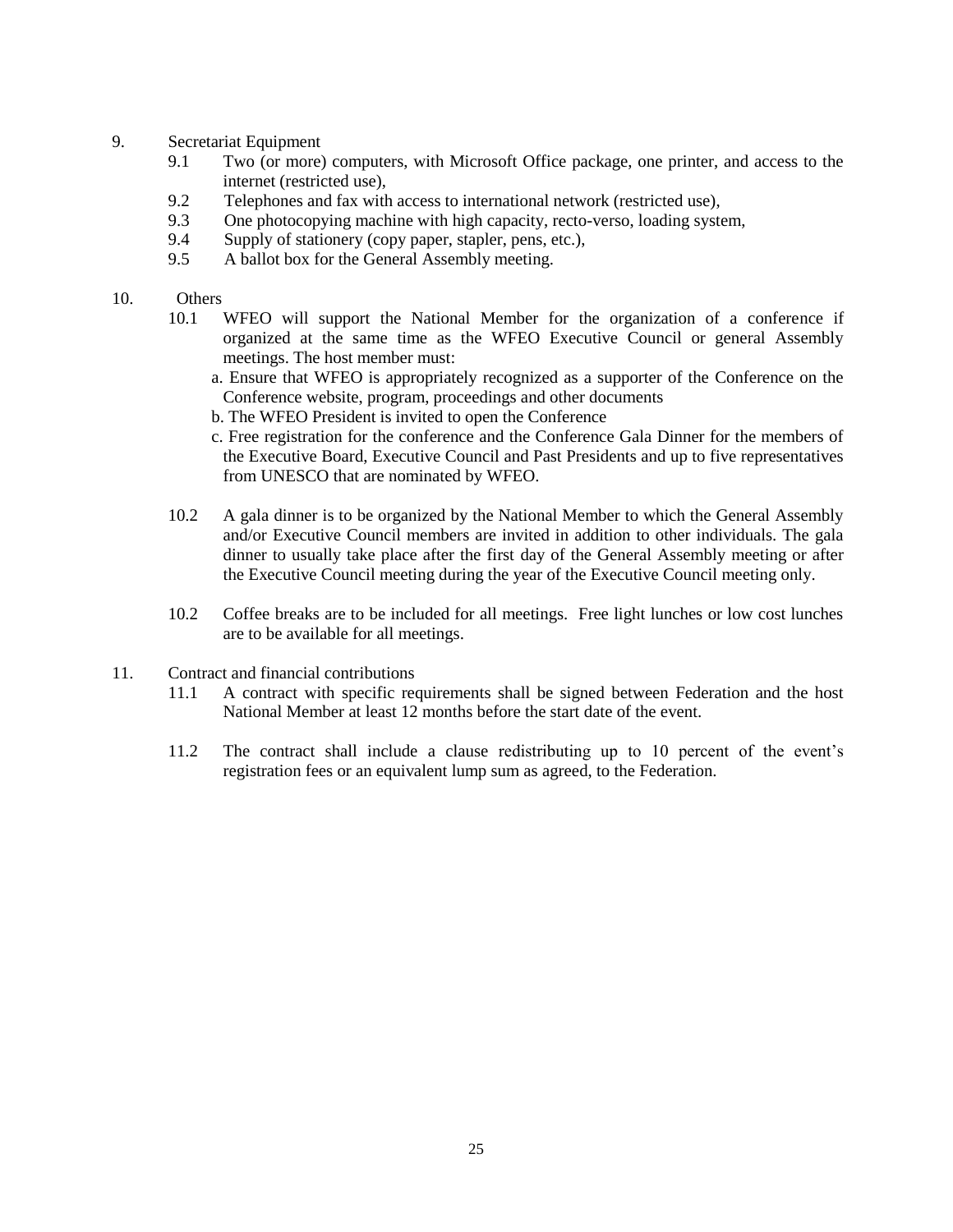9. Secretariat Equipment
    - 9.1 Two (or more) computers, with Microsoft Office package, one printer, and access to the internet (restricted use),
    - 9.2 Telephones and fax with access to international network (restricted use),
    - 9.3 One photocopying machine with high capacity, recto-verso, loading system,
    - 9.4 Supply of stationery (copy paper, stapler, pens, etc.),
    - 9.5 A ballot box for the General Assembly meeting.

10. Others
    - 10.1 WFEO will support the National Member for the organization of a conference if organized at the same time as the WFEO Executive Council or general Assembly meetings. The host member must:
        - a. Ensure that WFEO is appropriately recognized as a supporter of the Conference on the Conference website, program, proceedings and other documents
        - b. The WFEO President is invited to open the Conference
        - c. Free registration for the conference and the Conference Gala Dinner for the members of the Executive Board, Executive Council and Past Presidents and up to five representatives from UNESCO that are nominated by WFEO.

    - 10.2 A gala dinner is to be organized by the National Member to which the General Assembly and/or Executive Council members are invited in addition to other individuals. The gala dinner to usually take place after the first day of the General Assembly meeting or after the Executive Council meeting during the year of the Executive Council meeting only.

    - 10.2 Coffee breaks are to be included for all meetings. Free light lunches or low cost lunches are to be available for all meetings.

11. Contract and financial contributions
    - 11.1 A contract with specific requirements shall be signed between Federation and the host National Member at least 12 months before the start date of the event.

    - 11.2 The contract shall include a clause redistributing up to 10 percent of the event's registration fees or an equivalent lump sum as agreed, to the Federation.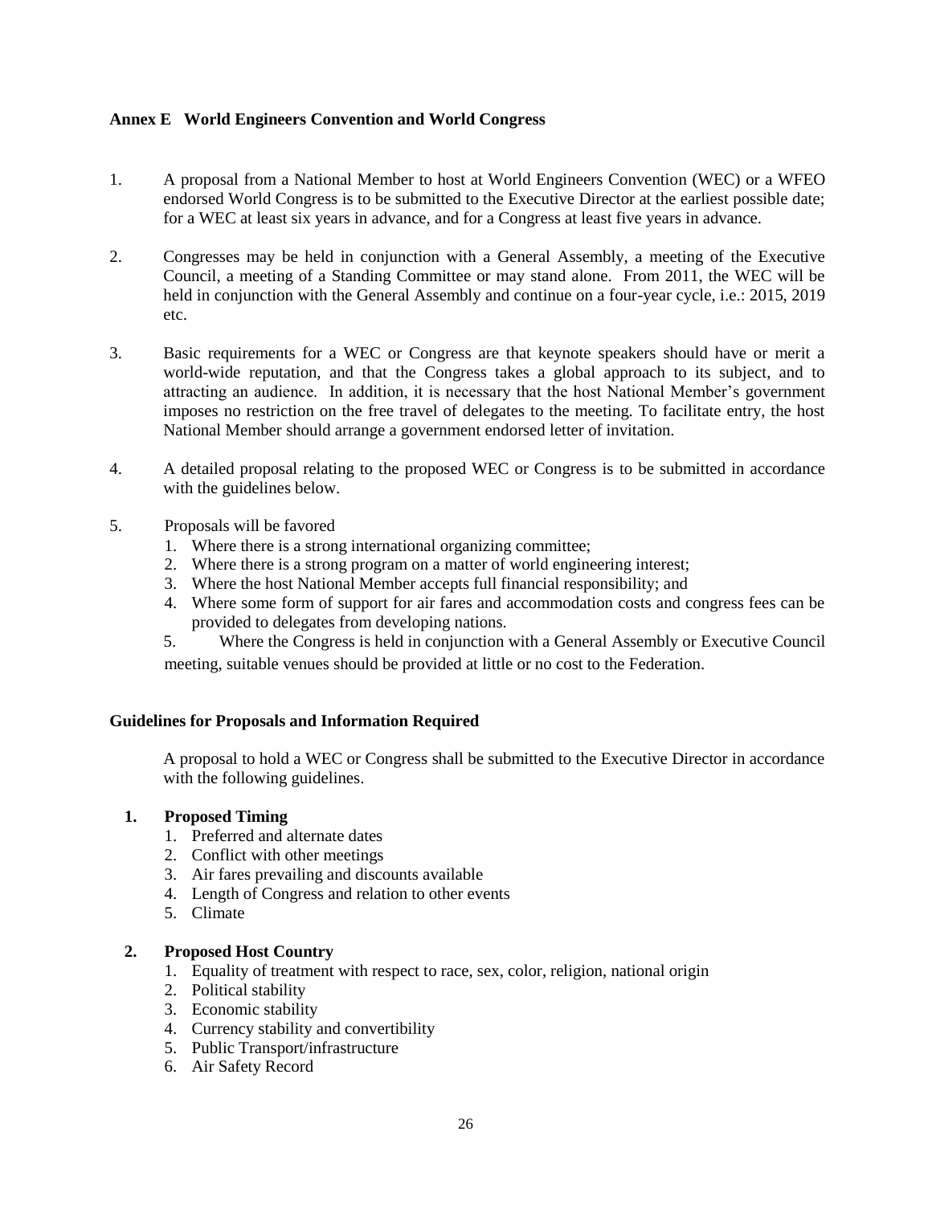## Annex E World Engineers Convention and World Congress

1. A proposal from a National Member to host at World Engineers Convention (WEC) or a WFEO endorsed World Congress is to be submitted to the Executive Director at the earliest possible date; for a WEC at least six years in advance, and for a Congress at least five years in advance.

2. Congresses may be held in conjunction with a General Assembly, a meeting of the Executive Council, a meeting of a Standing Committee or may stand alone. From 2011, the WEC will be held in conjunction with the General Assembly and continue on a four-year cycle, i.e.: 2015, 2019 etc.

3. Basic requirements for a WEC or Congress are that keynote speakers should have or merit a world-wide reputation, and that the Congress takes a global approach to its subject, and to attracting an audience. In addition, it is necessary that the host National Member's government imposes no restriction on the free travel of delegates to the meeting. To facilitate entry, the host National Member should arrange a government endorsed letter of invitation.

4. A detailed proposal relating to the proposed WEC or Congress is to be submitted in accordance with the guidelines below.

5. Proposals will be favored
   1. Where there is a strong international organizing committee;
   2. Where there is a strong program on a matter of world engineering interest;
   3. Where the host National Member accepts full financial responsibility; and
   4. Where some form of support for air fares and accommodation costs and congress fees can be provided to delegates from developing nations.
   5. Where the Congress is held in conjunction with a General Assembly or Executive Council meeting, suitable venues should be provided at little or no cost to the Federation.

### Guidelines for Proposals and Information Required

A proposal to hold a WEC or Congress shall be submitted to the Executive Director in accordance with the following guidelines.

**1. Proposed Timing**
   1. Preferred and alternate dates
   2. Conflict with other meetings
   3. Air fares prevailing and discounts available
   4. Length of Congress and relation to other events
   5. Climate

**2. Proposed Host Country**
   1. Equality of treatment with respect to race, sex, color, religion, national origin
   2. Political stability
   3. Economic stability
   4. Currency stability and convertibility
   5. Public Transport/infrastructure
   6. Air Safety Record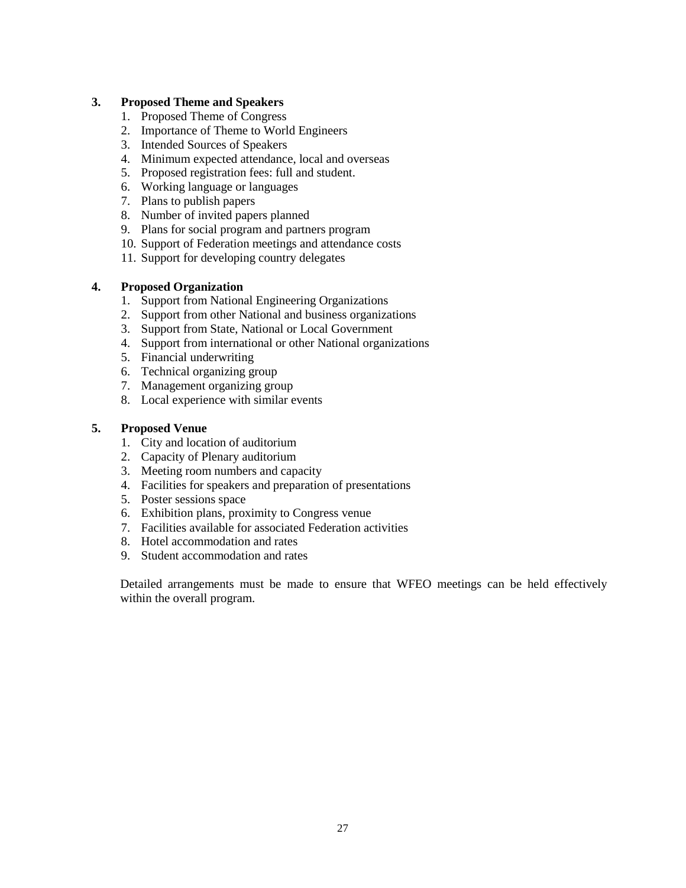**3. Proposed Theme and Speakers**

1. Proposed Theme of Congress
2. Importance of Theme to World Engineers
3. Intended Sources of Speakers
4. Minimum expected attendance, local and overseas
5. Proposed registration fees: full and student.
6. Working language or languages
7. Plans to publish papers
8. Number of invited papers planned
9. Plans for social program and partners program
10. Support of Federation meetings and attendance costs
11. Support for developing country delegates

**4. Proposed Organization**

1. Support from National Engineering Organizations
2. Support from other National and business organizations
3. Support from State, National or Local Government
4. Support from international or other National organizations
5. Financial underwriting
6. Technical organizing group
7. Management organizing group
8. Local experience with similar events

**5. Proposed Venue**

1. City and location of auditorium
2. Capacity of Plenary auditorium
3. Meeting room numbers and capacity
4. Facilities for speakers and preparation of presentations
5. Poster sessions space
6. Exhibition plans, proximity to Congress venue
7. Facilities available for associated Federation activities
8. Hotel accommodation and rates
9. Student accommodation and rates

Detailed arrangements must be made to ensure that WFEO meetings can be held effectively within the overall program.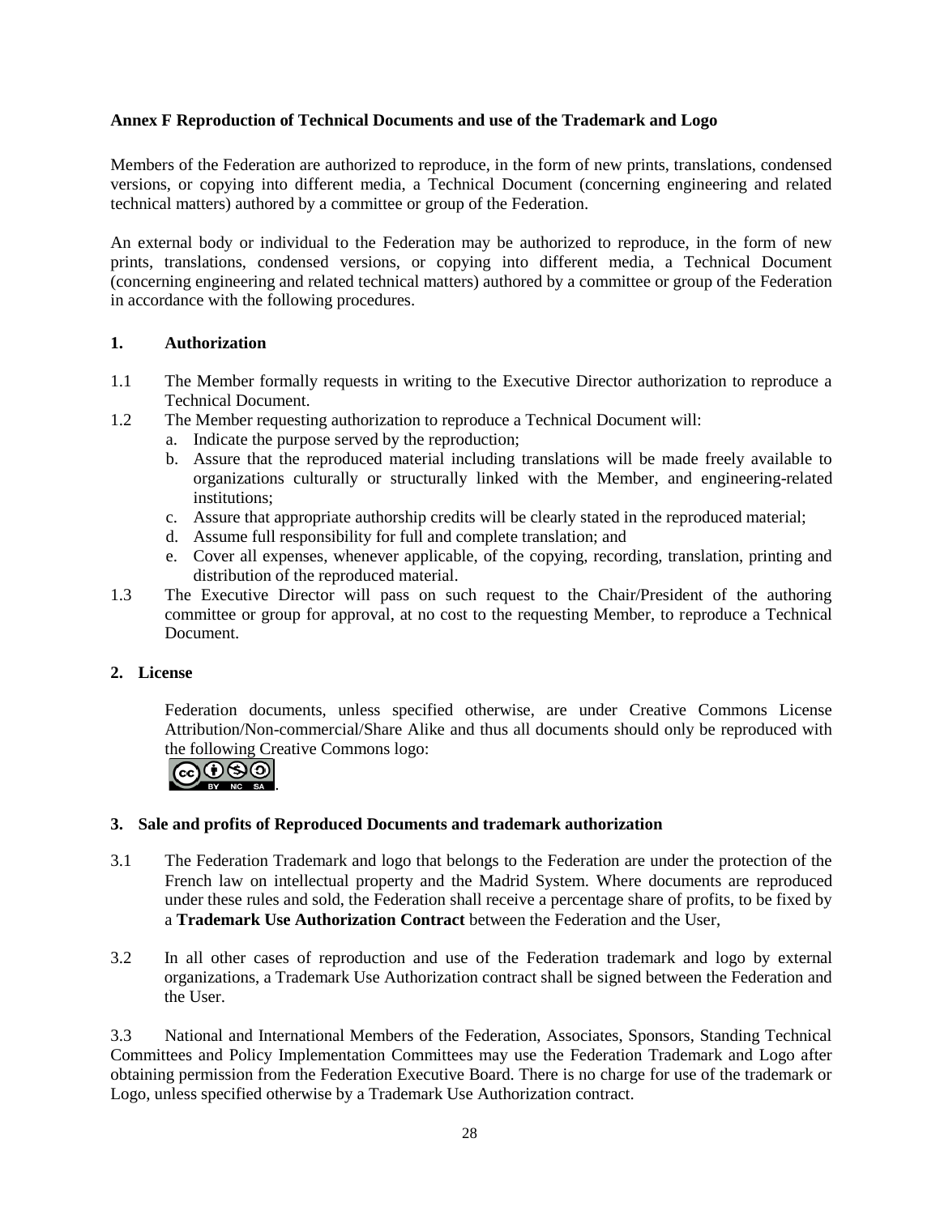**Annex F Reproduction of Technical Documents and use of the Trademark and Logo**

Members of the Federation are authorized to reproduce, in the form of new prints, translations, condensed versions, or copying into different media, a Technical Document (concerning engineering and related technical matters) authored by a committee or group of the Federation.

An external body or individual to the Federation may be authorized to reproduce, in the form of new prints, translations, condensed versions, or copying into different media, a Technical Document (concerning engineering and related technical matters) authored by a committee or group of the Federation in accordance with the following procedures.

**1. Authorization**

1.1 The Member formally requests in writing to the Executive Director authorization to reproduce a Technical Document.

1.2 The Member requesting authorization to reproduce a Technical Document will:

a. Indicate the purpose served by the reproduction;
b. Assure that the reproduced material including translations will be made freely available to organizations culturally or structurally linked with the Member, and engineering-related institutions;
c. Assure that appropriate authorship credits will be clearly stated in the reproduced material;
d. Assume full responsibility for full and complete translation; and
e. Cover all expenses, whenever applicable, of the copying, recording, translation, printing and distribution of the reproduced material.

1.3 The Executive Director will pass on such request to the Chair/President of the authoring committee or group for approval, at no cost to the requesting Member, to reproduce a Technical Document.

**2. License**

Federation documents, unless specified otherwise, are under Creative Commons License Attribution/Non-commercial/Share Alike and thus all documents should only be reproduced with the following Creative Commons logo: .

**3. Sale and profits of Reproduced Documents and trademark authorization**

3.1 The Federation Trademark and logo that belongs to the Federation are under the protection of the French law on intellectual property and the Madrid System. Where documents are reproduced under these rules and sold, the Federation shall receive a percentage share of profits, to be fixed by a **Trademark Use Authorization Contract** between the Federation and the User,

3.2 In all other cases of reproduction and use of the Federation trademark and logo by external organizations, a Trademark Use Authorization contract shall be signed between the Federation and the User.

3.3 National and International Members of the Federation, Associates, Sponsors, Standing Technical Committees and Policy Implementation Committees may use the Federation Trademark and Logo after obtaining permission from the Federation Executive Board. There is no charge for use of the trademark or Logo, unless specified otherwise by a Trademark Use Authorization contract.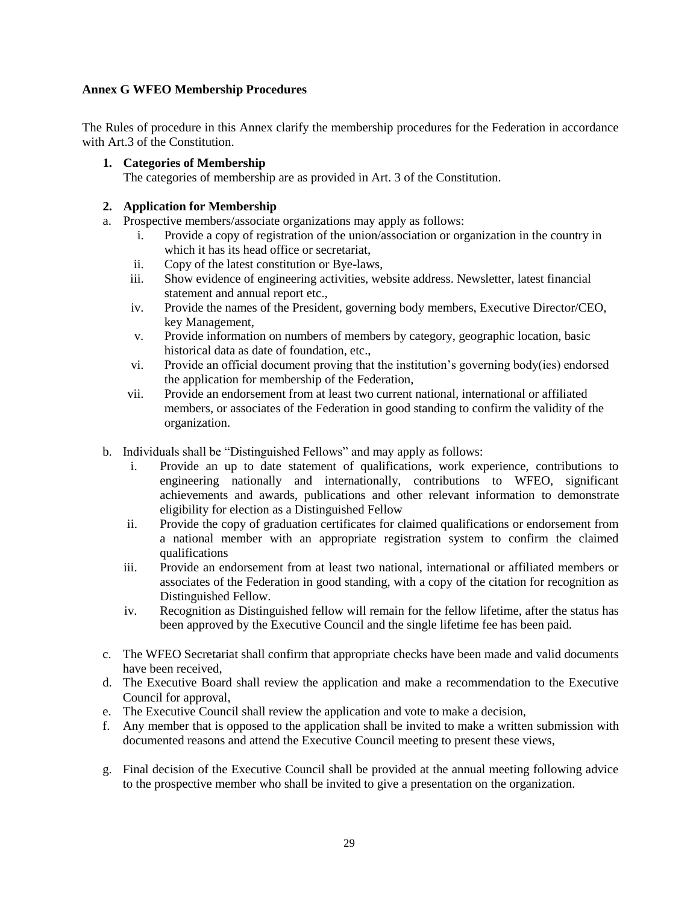**Annex G WFEO Membership Procedures**

The Rules of procedure in this Annex clarify the membership procedures for the Federation in accordance with Art.3 of the Constitution.

1. **Categories of Membership**
   The categories of membership are as provided in Art. 3 of the Constitution.

2. **Application for Membership**

a. Prospective members/associate organizations may apply as follows:
   i. Provide a copy of registration of the union/association or organization in the country in which it has its head office or secretariat,
   ii. Copy of the latest constitution or Bye-laws,
   iii. Show evidence of engineering activities, website address. Newsletter, latest financial statement and annual report etc.,
   iv. Provide the names of the President, governing body members, Executive Director/CEO, key Management,
   v. Provide information on numbers of members by category, geographic location, basic historical data as date of foundation, etc.,
   vi. Provide an official document proving that the institution's governing body(ies) endorsed the application for membership of the Federation,
   vii. Provide an endorsement from at least two current national, international or affiliated members, or associates of the Federation in good standing to confirm the validity of the organization.

b. Individuals shall be "Distinguished Fellows" and may apply as follows:
   i. Provide an up to date statement of qualifications, work experience, contributions to engineering nationally and internationally, contributions to WFEO, significant achievements and awards, publications and other relevant information to demonstrate eligibility for election as a Distinguished Fellow
   ii. Provide the copy of graduation certificates for claimed qualifications or endorsement from a national member with an appropriate registration system to confirm the claimed qualifications
   iii. Provide an endorsement from at least two national, international or affiliated members or associates of the Federation in good standing, with a copy of the citation for recognition as Distinguished Fellow.
   iv. Recognition as Distinguished fellow will remain for the fellow lifetime, after the status has been approved by the Executive Council and the single lifetime fee has been paid.

c. The WFEO Secretariat shall confirm that appropriate checks have been made and valid documents have been received,

d. The Executive Board shall review the application and make a recommendation to the Executive Council for approval,

e. The Executive Council shall review the application and vote to make a decision,

f. Any member that is opposed to the application shall be invited to make a written submission with documented reasons and attend the Executive Council meeting to present these views,

g. Final decision of the Executive Council shall be provided at the annual meeting following advice to the prospective member who shall be invited to give a presentation on the organization.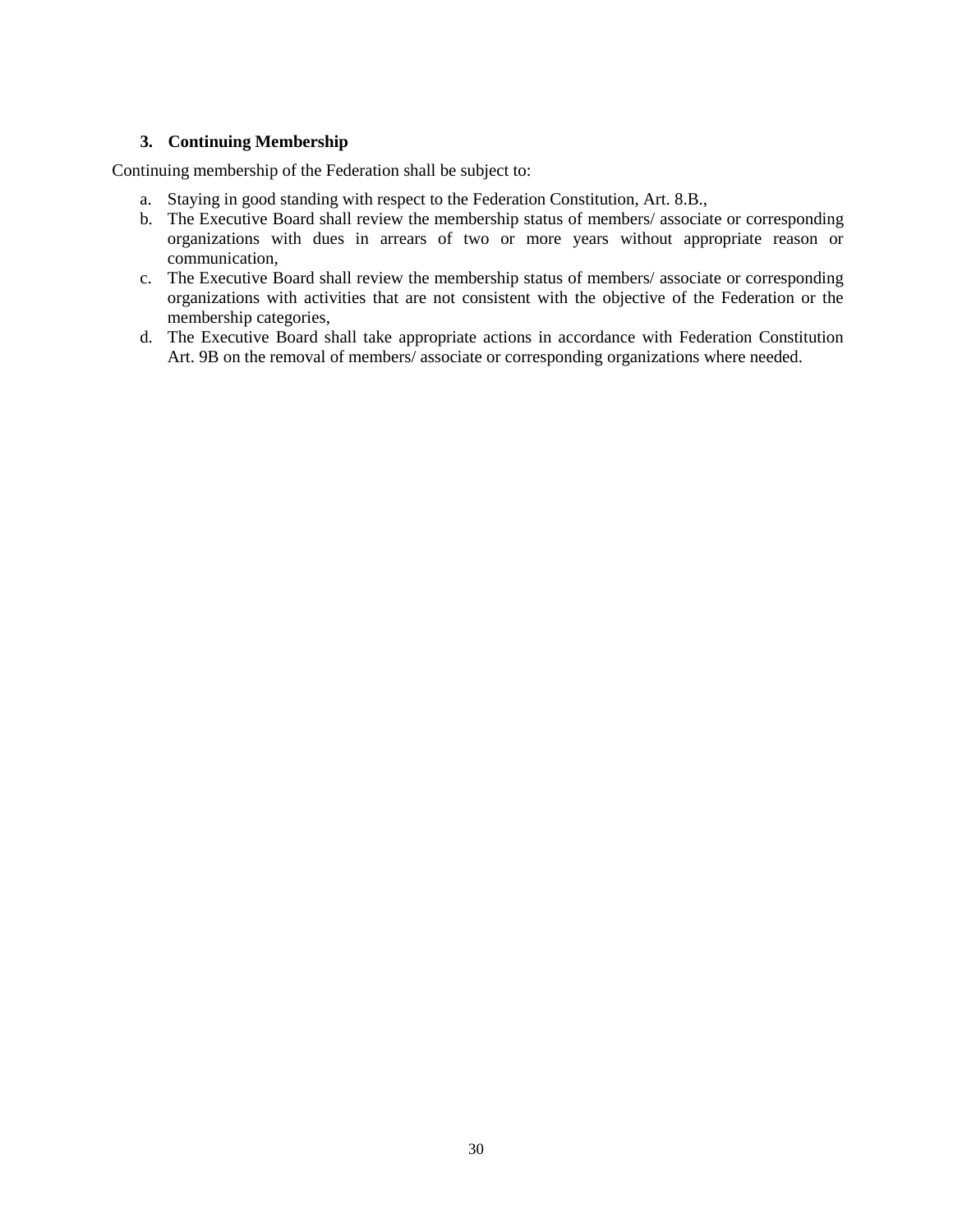### 3. Continuing Membership

Continuing membership of the Federation shall be subject to:

a. Staying in good standing with respect to the Federation Constitution, Art. 8.B.,
b. The Executive Board shall review the membership status of members/ associate or corresponding organizations with dues in arrears of two or more years without appropriate reason or communication,
c. The Executive Board shall review the membership status of members/ associate or corresponding organizations with activities that are not consistent with the objective of the Federation or the membership categories,
d. The Executive Board shall take appropriate actions in accordance with Federation Constitution Art. 9B on the removal of members/ associate or corresponding organizations where needed.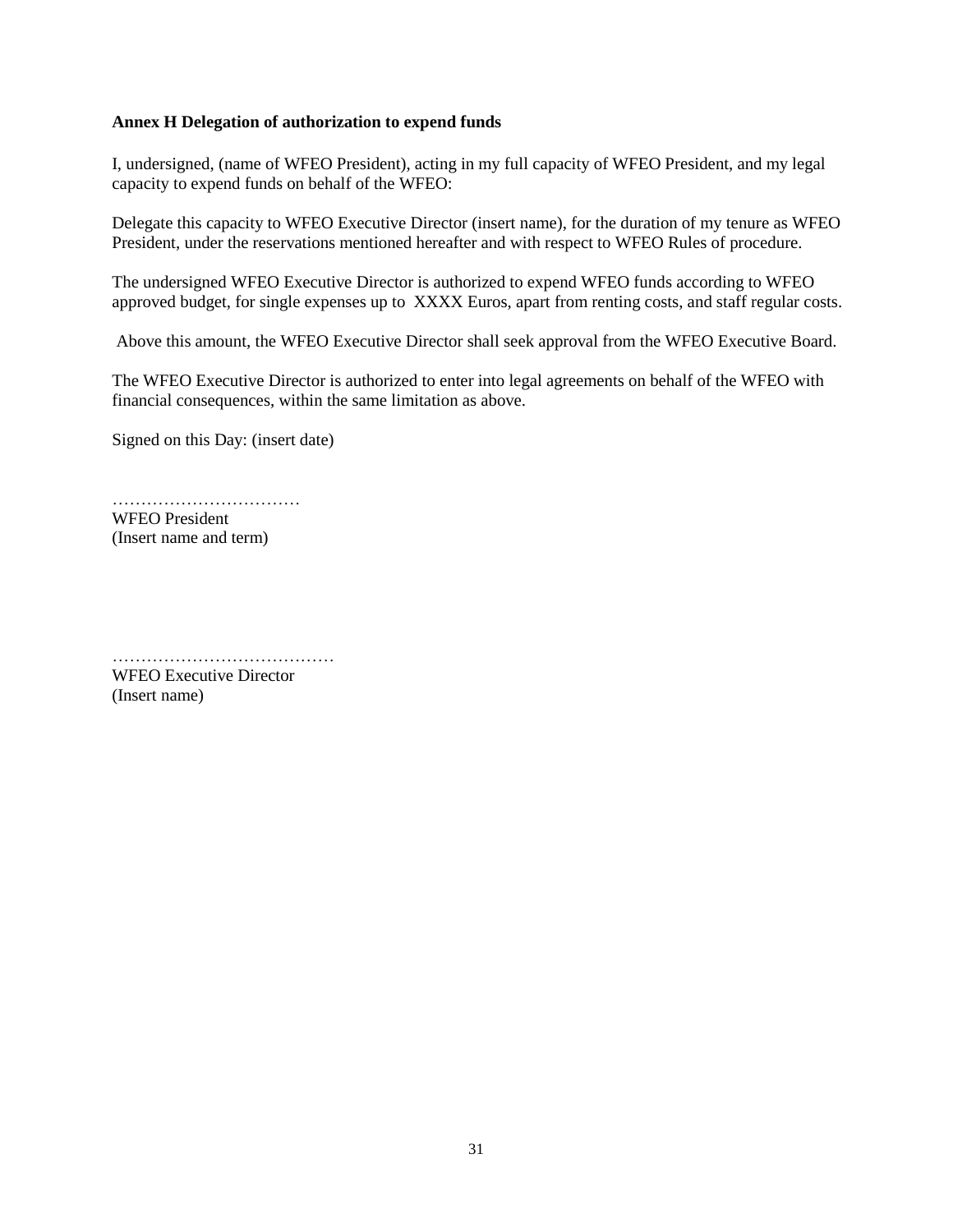**Annex H Delegation of authorization to expend funds**

I, undersigned, (name of WFEO President), acting in my full capacity of WFEO President, and my legal capacity to expend funds on behalf of the WFEO:

Delegate this capacity to WFEO Executive Director (insert name), for the duration of my tenure as WFEO President, under the reservations mentioned hereafter and with respect to WFEO Rules of procedure.

The undersigned WFEO Executive Director is authorized to expend WFEO funds according to WFEO approved budget, for single expenses up to XXXX Euros, apart from renting costs, and staff regular costs.

Above this amount, the WFEO Executive Director shall seek approval from the WFEO Executive Board.

The WFEO Executive Director is authorized to enter into legal agreements on behalf of the WFEO with financial consequences, within the same limitation as above.

Signed on this Day: (insert date)

……………………………
WFEO President
(Insert name and term)

…………………………………
WFEO Executive Director
(Insert name)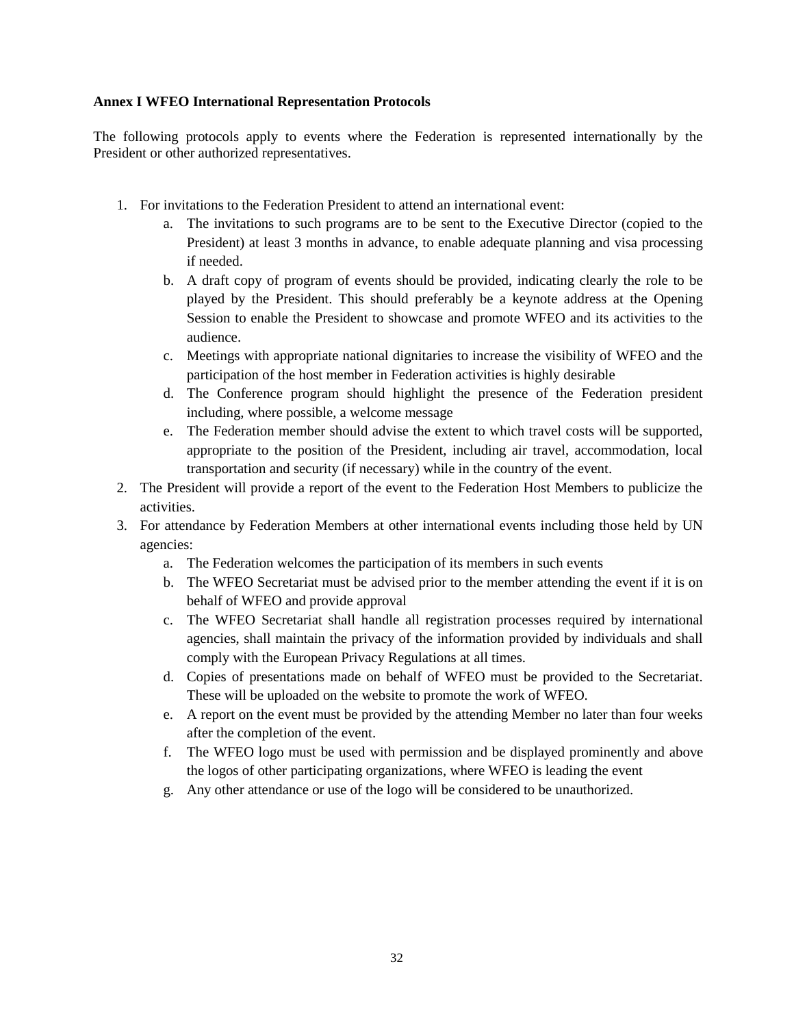**Annex I WFEO International Representation Protocols**

The following protocols apply to events where the Federation is represented internationally by the President or other authorized representatives.

1. For invitations to the Federation President to attend an international event:
    a. The invitations to such programs are to be sent to the Executive Director (copied to the President) at least 3 months in advance, to enable adequate planning and visa processing if needed.
    b. A draft copy of program of events should be provided, indicating clearly the role to be played by the President. This should preferably be a keynote address at the Opening Session to enable the President to showcase and promote WFEO and its activities to the audience.
    c. Meetings with appropriate national dignitaries to increase the visibility of WFEO and the participation of the host member in Federation activities is highly desirable
    d. The Conference program should highlight the presence of the Federation president including, where possible, a welcome message
    e. The Federation member should advise the extent to which travel costs will be supported, appropriate to the position of the President, including air travel, accommodation, local transportation and security (if necessary) while in the country of the event.
2. The President will provide a report of the event to the Federation Host Members to publicize the activities.
3. For attendance by Federation Members at other international events including those held by UN agencies:
    a. The Federation welcomes the participation of its members in such events
    b. The WFEO Secretariat must be advised prior to the member attending the event if it is on behalf of WFEO and provide approval
    c. The WFEO Secretariat shall handle all registration processes required by international agencies, shall maintain the privacy of the information provided by individuals and shall comply with the European Privacy Regulations at all times.
    d. Copies of presentations made on behalf of WFEO must be provided to the Secretariat. These will be uploaded on the website to promote the work of WFEO.
    e. A report on the event must be provided by the attending Member no later than four weeks after the completion of the event.
    f. The WFEO logo must be used with permission and be displayed prominently and above the logos of other participating organizations, where WFEO is leading the event
    g. Any other attendance or use of the logo will be considered to be unauthorized.